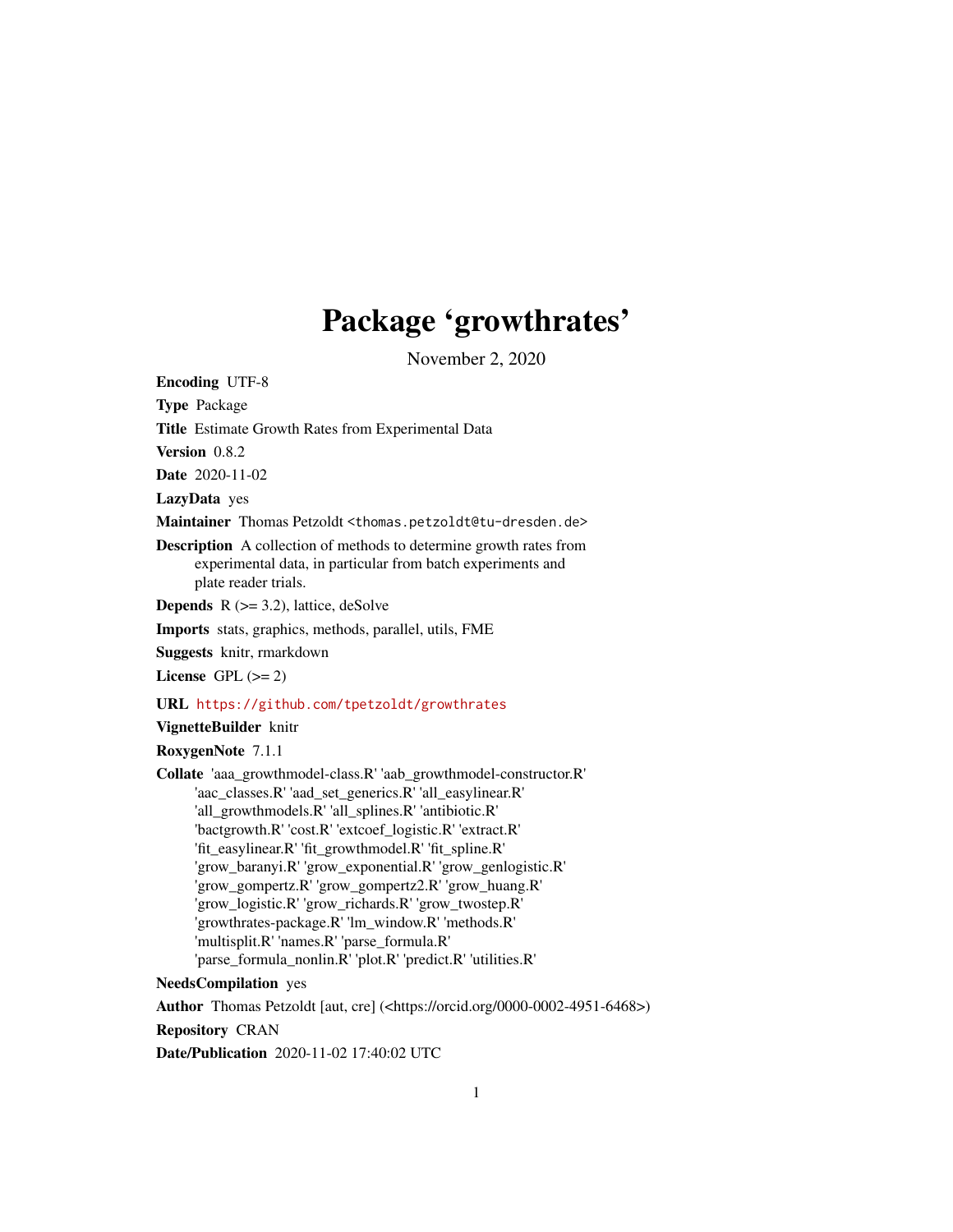# Package 'growthrates'

November 2, 2020

**Encoding** UTF-8

**Type** Package

**Title** Estimate Growth Rates from Experimental Data

**Version** 0.8.2

**Date** 2020-11-02

**LazyData** yes

**Maintainer** Thomas Petzoldt <thomas.petzoldt@tu-dresden.de>

**Description** A collection of methods to determine growth rates from experimental data, in particular from batch experiments and plate reader trials.

**Depends** R (>= 3.2), lattice, deSolve

**Imports** stats, graphics, methods, parallel, utils, FME

**Suggests** knitr, rmarkdown

**License** GPL (>= 2)

**URL** https://github.com/tpetzoldt/growthrates

**VignetteBuilder** knitr

**RoxygenNote** 7.1.1

**Collate** 'aaa_growthmodel-class.R' 'aab_growthmodel-constructor.R' 'aac_classes.R' 'aad_set_generics.R' 'all_easylinear.R' 'all_growthmodels.R' 'all_splines.R' 'antibiotic.R' 'bactgrowth.R' 'cost.R' 'extcoef_logistic.R' 'extract.R' 'fit_easylinear.R' 'fit_growthmodel.R' 'fit_spline.R' 'grow_baranyi.R' 'grow_exponential.R' 'grow_genlogistic.R' 'grow_gompertz.R' 'grow_gompertz2.R' 'grow_huang.R' 'grow_logistic.R' 'grow_richards.R' 'grow_twostep.R' 'growthrates-package.R' 'lm_window.R' 'methods.R' 'multisplit.R' 'names.R' 'parse_formula.R' 'parse_formula_nonlin.R' 'plot.R' 'predict.R' 'utilities.R'

**NeedsCompilation** yes

**Author** Thomas Petzoldt [aut, cre] (<https://orcid.org/0000-0002-4951-6468>)

**Repository** CRAN

**Date/Publication** 2020-11-02 17:40:02 UTC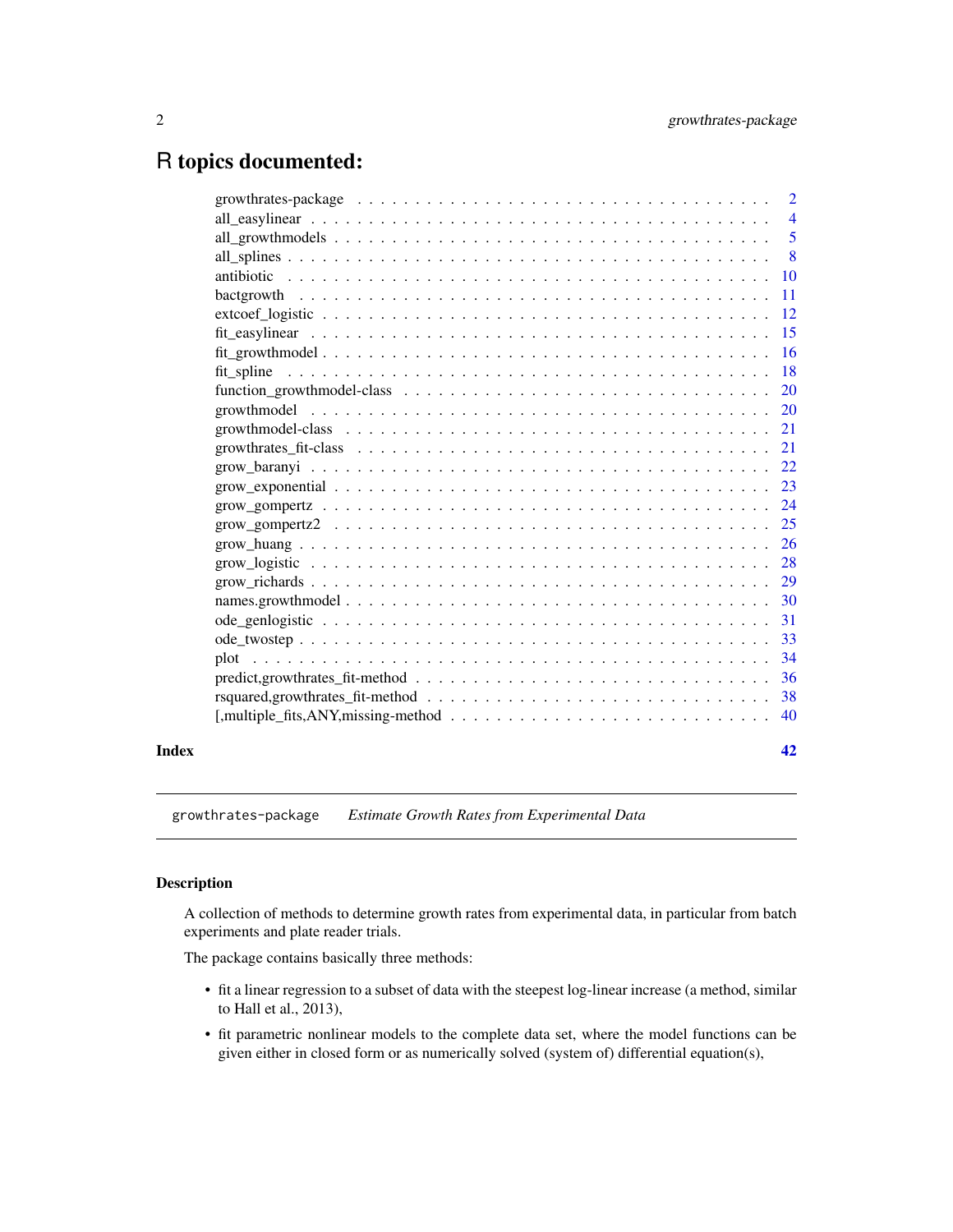# R topics documented:

| | |
|---|---|
| growthrates-package | 2 |
| all_easylinear | 4 |
| all_growthmodels | 5 |
| all_splines | 8 |
| antibiotic | 10 |
| bactgrowth | 11 |
| extcoef_logistic | 12 |
| fit_easylinear | 15 |
| fit_growthmodel | 16 |
| fit_spline | 18 |
| function_growthmodel-class | 20 |
| growthmodel | 20 |
| growthmodel-class | 21 |
| growthrates_fit-class | 21 |
| grow_baranyi | 22 |
| grow_exponential | 23 |
| grow_gompertz | 24 |
| grow_gompertz2 | 25 |
| grow_huang | 26 |
| grow_logistic | 28 |
| grow_richards | 29 |
| names.growthmodel | 30 |
| ode_genlogistic | 31 |
| ode_twostep | 33 |
| plot | 34 |
| predict,growthrates_fit-method | 36 |
| rsquared,growthrates_fit-method | 38 |
| [,multiple_fits,ANY,missing-method | 40 |
| **Index** | **42** |

---

`growthrates-package` *Estimate Growth Rates from Experimental Data*

---

## Description

A collection of methods to determine growth rates from experimental data, in particular from batch experiments and plate reader trials.

The package contains basically three methods:

- fit a linear regression to a subset of data with the steepest log-linear increase (a method, similar to Hall et al., 2013),
- fit parametric nonlinear models to the complete data set, where the model functions can be given either in closed form or as numerically solved (system of) differential equation(s),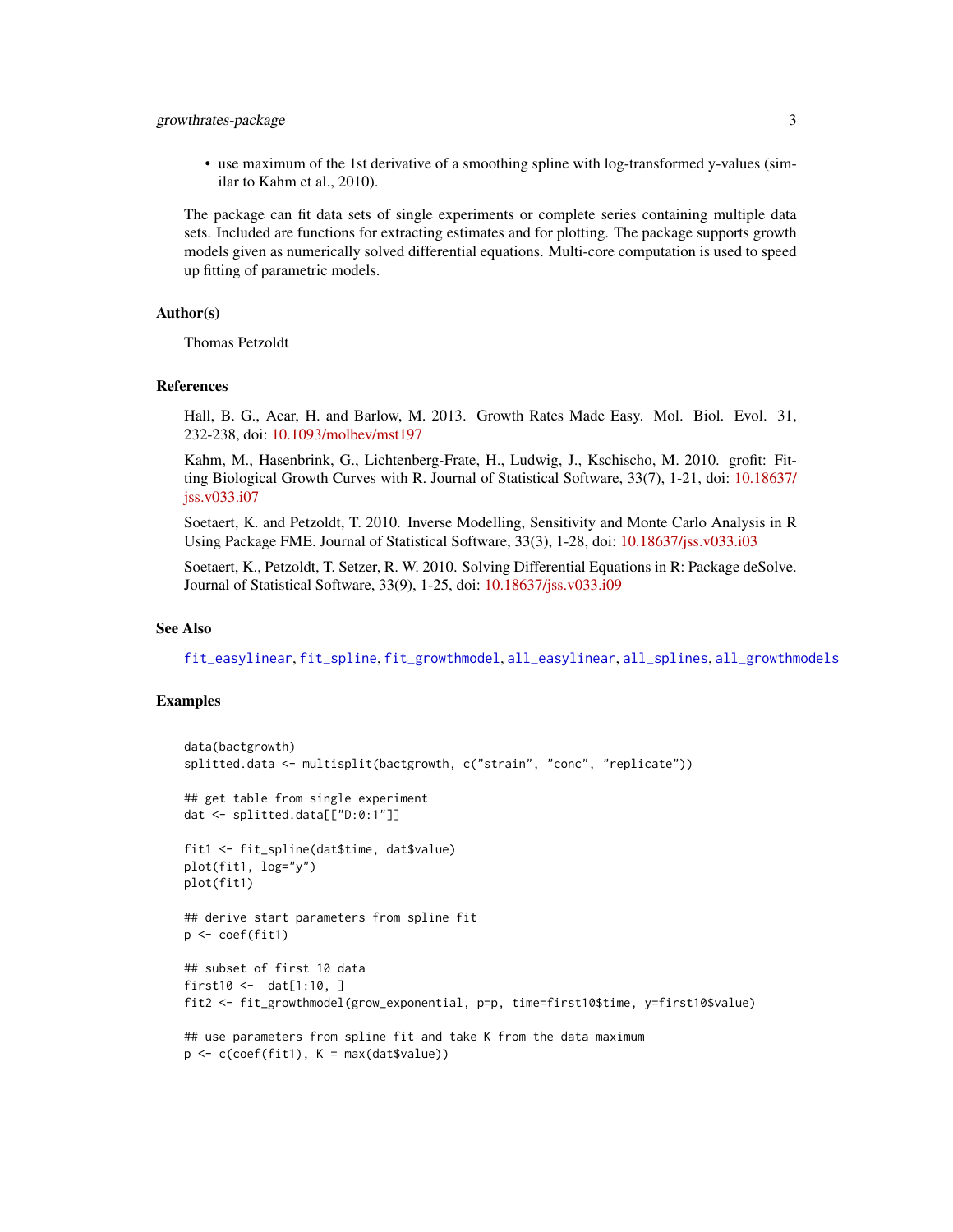- use maximum of the 1st derivative of a smoothing spline with log-transformed y-values (similar to Kahm et al., 2010).

The package can fit data sets of single experiments or complete series containing multiple data sets. Included are functions for extracting estimates and for plotting. The package supports growth models given as numerically solved differential equations. Multi-core computation is used to speed up fitting of parametric models.

### Author(s)

Thomas Petzoldt

### References

Hall, B. G., Acar, H. and Barlow, M. 2013. Growth Rates Made Easy. Mol. Biol. Evol. 31, 232-238, doi: 10.1093/molbev/mst197

Kahm, M., Hasenbrink, G., Lichtenberg-Frate, H., Ludwig, J., Kschischo, M. 2010. grofit: Fitting Biological Growth Curves with R. Journal of Statistical Software, 33(7), 1-21, doi: 10.18637/jss.v033.i07

Soetaert, K. and Petzoldt, T. 2010. Inverse Modelling, Sensitivity and Monte Carlo Analysis in R Using Package FME. Journal of Statistical Software, 33(3), 1-28, doi: 10.18637/jss.v033.i03

Soetaert, K., Petzoldt, T. Setzer, R. W. 2010. Solving Differential Equations in R: Package deSolve. Journal of Statistical Software, 33(9), 1-25, doi: 10.18637/jss.v033.i09

### See Also

fit_easylinear, fit_spline, fit_growthmodel, all_easylinear, all_splines, all_growthmodels

### Examples

```
data(bactgrowth)
splitted.data <- multisplit(bactgrowth, c("strain", "conc", "replicate"))

## get table from single experiment
dat <- splitted.data[["D:0:1"]]

fit1 <- fit_spline(dat$time, dat$value)
plot(fit1, log="y")
plot(fit1)

## derive start parameters from spline fit
p <- coef(fit1)

## subset of first 10 data
first10 <-  dat[1:10, ]
fit2 <- fit_growthmodel(grow_exponential, p=p, time=first10$time, y=first10$value)

## use parameters from spline fit and take K from the data maximum
p <- c(coef(fit1), K = max(dat$value))
```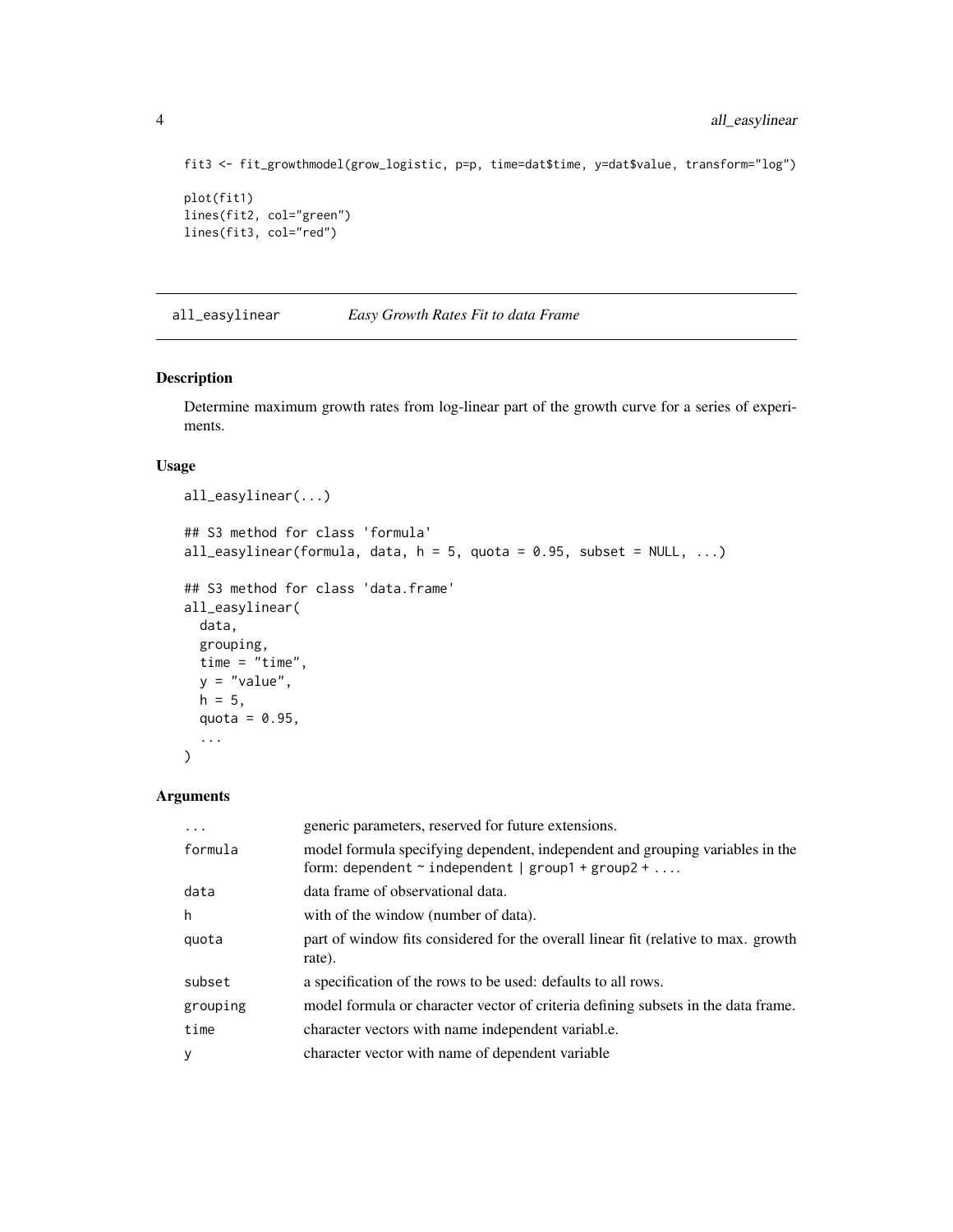```
fit3 <- fit_growthmodel(grow_logistic, p=p, time=dat$time, y=dat$value, transform="log")

plot(fit1)
lines(fit2, col="green")
lines(fit3, col="red")
```

---

## all_easylinear *Easy Growth Rates Fit to data Frame*

### Description

Determine maximum growth rates from log-linear part of the growth curve for a series of experiments.

### Usage

```
all_easylinear(...)

## S3 method for class 'formula'
all_easylinear(formula, data, h = 5, quota = 0.95, subset = NULL, ...)

## S3 method for class 'data.frame'
all_easylinear(
  data,
  grouping,
  time = "time",
  y = "value",
  h = 5,
  quota = 0.95,
  ...
)
```

### Arguments

| | |
|---|---|
| ... | generic parameters, reserved for future extensions. |
| formula | model formula specifying dependent, independent and grouping variables in the form: `dependent ~ independent | group1 + group2 + ...`. |
| data | data frame of observational data. |
| h | with of the window (number of data). |
| quota | part of window fits considered for the overall linear fit (relative to max. growth rate). |
| subset | a specification of the rows to be used: defaults to all rows. |
| grouping | model formula or character vector of criteria defining subsets in the data frame. |
| time | character vectors with name independent variabl.e. |
| y | character vector with name of dependent variable |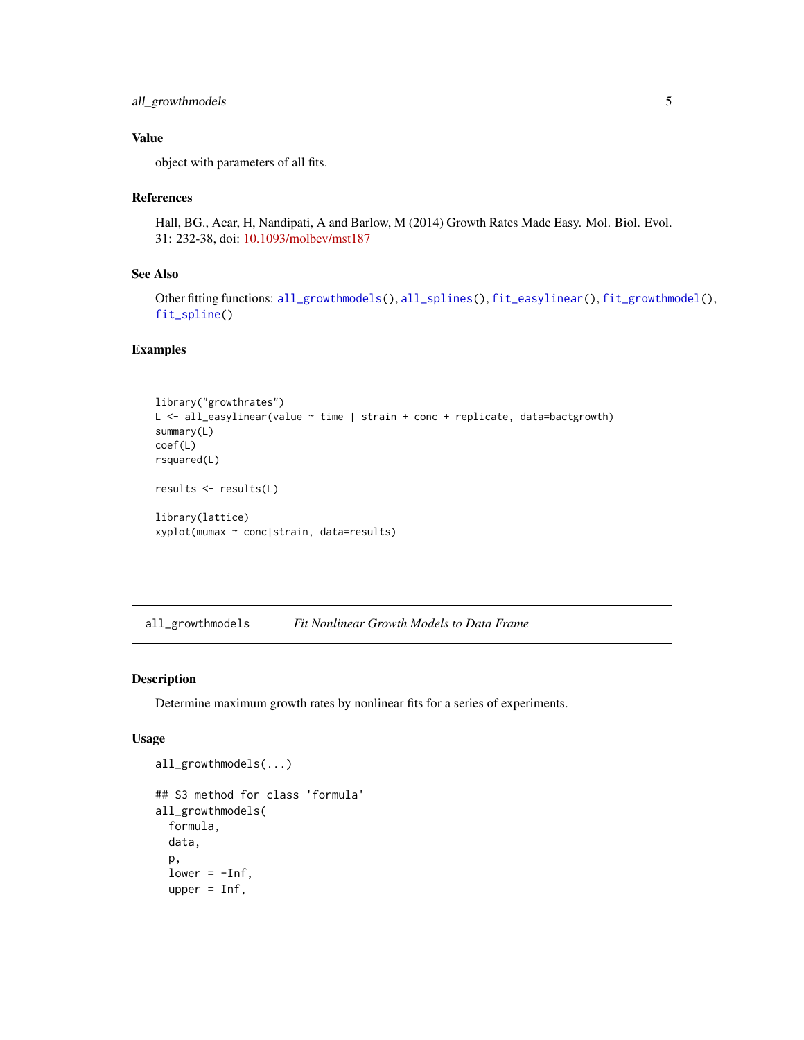### Value

object with parameters of all fits.

### References

Hall, BG., Acar, H, Nandipati, A and Barlow, M (2014) Growth Rates Made Easy. Mol. Biol. Evol. 31: 232-38, doi: 10.1093/molbev/mst187

### See Also

Other fitting functions: `all_growthmodels()`, `all_splines()`, `fit_easylinear()`, `fit_growthmodel()`, `fit_spline()`

### Examples

```
library("growthrates")
L <- all_easylinear(value ~ time | strain + conc + replicate, data=bactgrowth)
summary(L)
coef(L)
rsquared(L)

results <- results(L)

library(lattice)
xyplot(mumax ~ conc|strain, data=results)
```

---

## all_growthmodels    *Fit Nonlinear Growth Models to Data Frame*

### Description

Determine maximum growth rates by nonlinear fits for a series of experiments.

### Usage

```
all_growthmodels(...)

## S3 method for class 'formula'
all_growthmodels(
  formula,
  data,
  p,
  lower = -Inf,
  upper = Inf,
```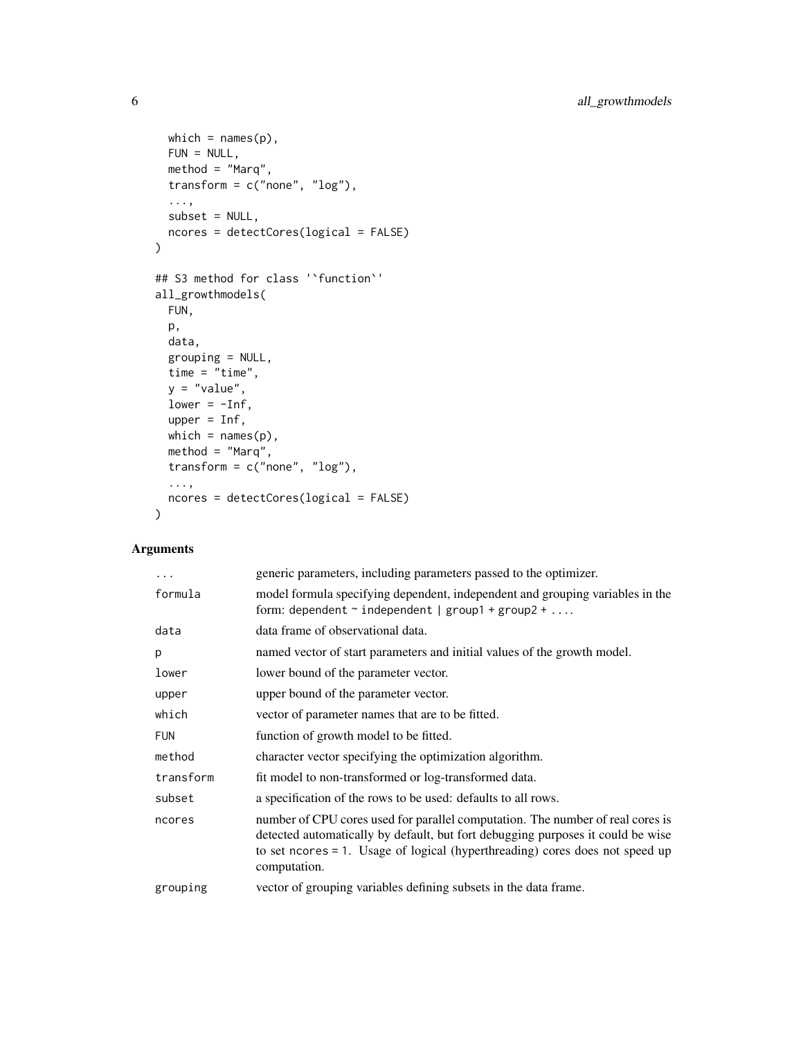```
  which = names(p),
  FUN = NULL,
  method = "Marq",
  transform = c("none", "log"),
  ...,
  subset = NULL,
  ncores = detectCores(logical = FALSE)
)

## S3 method for class '`function`'
all_growthmodels(
  FUN,
  p,
  data,
  grouping = NULL,
  time = "time",
  y = "value",
  lower = -Inf,
  upper = Inf,
  which = names(p),
  method = "Marq",
  transform = c("none", "log"),
  ...,
  ncores = detectCores(logical = FALSE)
)
```

## Arguments

| | |
|---|---|
| `...` | generic parameters, including parameters passed to the optimizer. |
| `formula` | model formula specifying dependent, independent and grouping variables in the form: `dependent ~ independent | group1 + group2 + ...`. |
| `data` | data frame of observational data. |
| `p` | named vector of start parameters and initial values of the growth model. |
| `lower` | lower bound of the parameter vector. |
| `upper` | upper bound of the parameter vector. |
| `which` | vector of parameter names that are to be fitted. |
| `FUN` | function of growth model to be fitted. |
| `method` | character vector specifying the optimization algorithm. |
| `transform` | fit model to non-transformed or log-transformed data. |
| `subset` | a specification of the rows to be used: defaults to all rows. |
| `ncores` | number of CPU cores used for parallel computation. The number of real cores is detected automatically by default, but fort debugging purposes it could be wise to set `ncores = 1`. Usage of logical (hyperthreading) cores does not speed up computation. |
| `grouping` | vector of grouping variables defining subsets in the data frame. |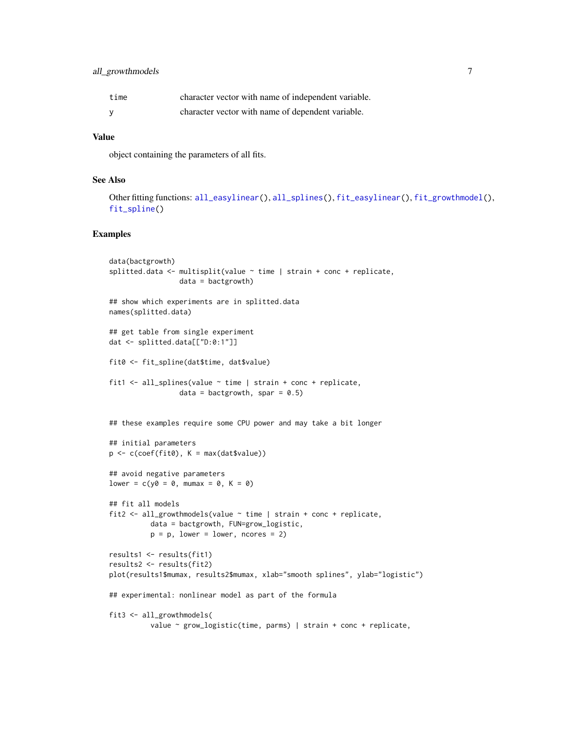| | |
|---|---|
| `time` | character vector with name of independent variable. |
| `y` | character vector with name of dependent variable. |

### Value

object containing the parameters of all fits.

### See Also

Other fitting functions: `all_easylinear()`, `all_splines()`, `fit_easylinear()`, `fit_growthmodel()`, `fit_spline()`

### Examples

```
data(bactgrowth)
splitted.data <- multisplit(value ~ time | strain + conc + replicate,
                 data = bactgrowth)

## show which experiments are in splitted.data
names(splitted.data)

## get table from single experiment
dat <- splitted.data[["D:0:1"]]

fit0 <- fit_spline(dat$time, dat$value)

fit1 <- all_splines(value ~ time | strain + conc + replicate,
                 data = bactgrowth, spar = 0.5)


## these examples require some CPU power and may take a bit longer

## initial parameters
p <- c(coef(fit0), K = max(dat$value))

## avoid negative parameters
lower = c(y0 = 0, mumax = 0, K = 0)

## fit all models
fit2 <- all_growthmodels(value ~ time | strain + conc + replicate,
          data = bactgrowth, FUN=grow_logistic,
          p = p, lower = lower, ncores = 2)

results1 <- results(fit1)
results2 <- results(fit2)
plot(results1$mumax, results2$mumax, xlab="smooth splines", ylab="logistic")

## experimental: nonlinear model as part of the formula

fit3 <- all_growthmodels(
          value ~ grow_logistic(time, parms) | strain + conc + replicate,
```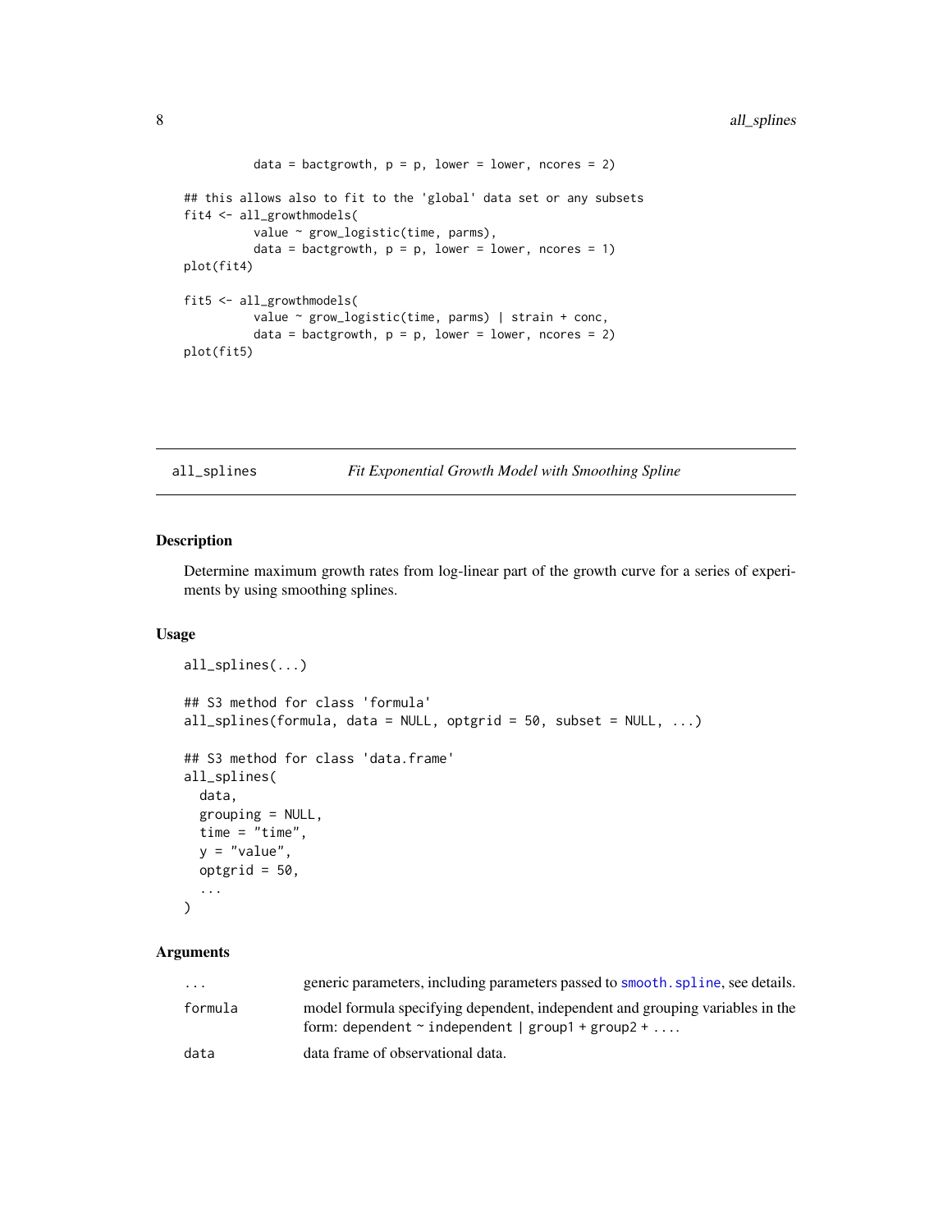```
          data = bactgrowth, p = p, lower = lower, ncores = 2)

## this allows also to fit to the 'global' data set or any subsets
fit4 <- all_growthmodels(
          value ~ grow_logistic(time, parms),
          data = bactgrowth, p = p, lower = lower, ncores = 1)
plot(fit4)

fit5 <- all_growthmodels(
          value ~ grow_logistic(time, parms) | strain + conc,
          data = bactgrowth, p = p, lower = lower, ncores = 2)
plot(fit5)
```

---

## all_splines — *Fit Exponential Growth Model with Smoothing Spline*

### Description

Determine maximum growth rates from log-linear part of the growth curve for a series of experiments by using smoothing splines.

### Usage

```
all_splines(...)

## S3 method for class 'formula'
all_splines(formula, data = NULL, optgrid = 50, subset = NULL, ...)

## S3 method for class 'data.frame'
all_splines(
  data,
  grouping = NULL,
  time = "time",
  y = "value",
  optgrid = 50,
  ...
)
```

### Arguments

| | |
|---|---|
| `...` | generic parameters, including parameters passed to `smooth.spline`, see details. |
| `formula` | model formula specifying dependent, independent and grouping variables in the form: `dependent ~ independent | group1 + group2 + ...`. |
| `data` | data frame of observational data. |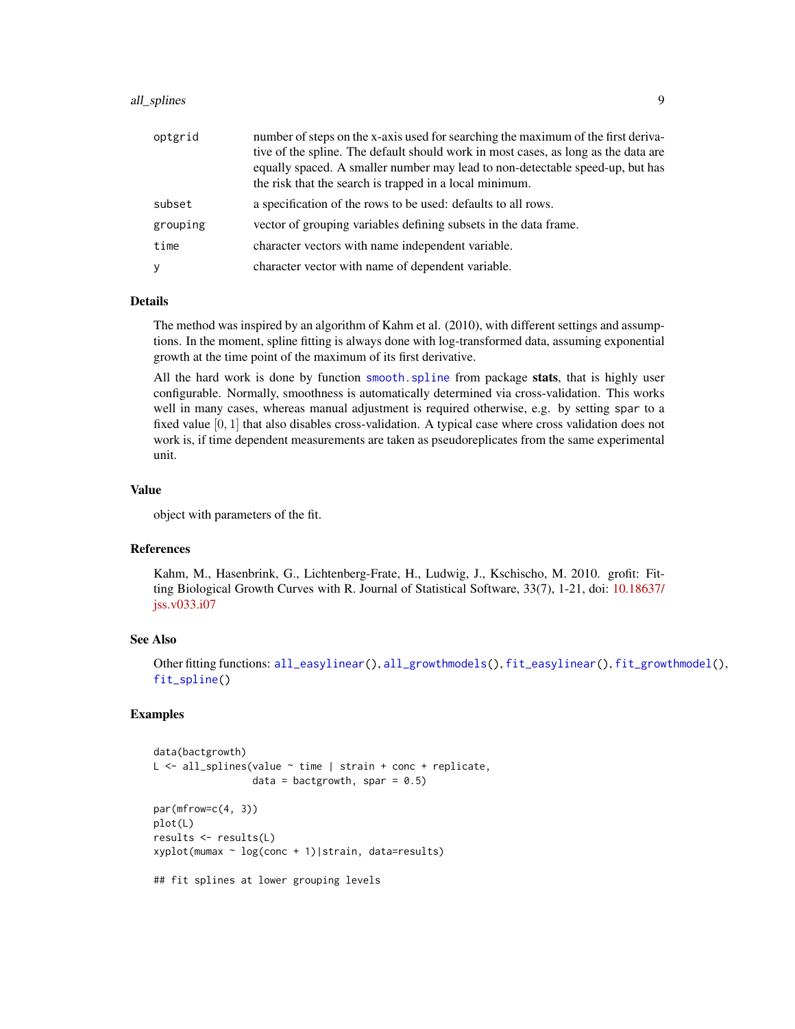| | |
|---|---|
| optgrid | number of steps on the x-axis used for searching the maximum of the first derivative of the spline. The default should work in most cases, as long as the data are equally spaced. A smaller number may lead to non-detectable speed-up, but has the risk that the search is trapped in a local minimum. |
| subset | a specification of the rows to be used: defaults to all rows. |
| grouping | vector of grouping variables defining subsets in the data frame. |
| time | character vectors with name independent variable. |
| y | character vector with name of dependent variable. |

## Details

The method was inspired by an algorithm of Kahm et al. (2010), with different settings and assumptions. In the moment, spline fitting is always done with log-transformed data, assuming exponential growth at the time point of the maximum of its first derivative.

All the hard work is done by function `smooth.spline` from package **stats**, that is highly user configurable. Normally, smoothness is automatically determined via cross-validation. This works well in many cases, whereas manual adjustment is required otherwise, e.g. by setting `spar` to a fixed value $[0, 1]$ that also disables cross-validation. A typical case where cross validation does not work is, if time dependent measurements are taken as pseudoreplicates from the same experimental unit.

## Value

object with parameters of the fit.

## References

Kahm, M., Hasenbrink, G., Lichtenberg-Frate, H., Ludwig, J., Kschischo, M. 2010. grofit: Fitting Biological Growth Curves with R. Journal of Statistical Software, 33(7), 1-21, doi: 10.18637/jss.v033.i07

## See Also

Other fitting functions: `all_easylinear()`, `all_growthmodels()`, `fit_easylinear()`, `fit_growthmodel()`, `fit_spline()`

## Examples

```
data(bactgrowth)
L <- all_splines(value ~ time | strain + conc + replicate,
                 data = bactgrowth, spar = 0.5)

par(mfrow=c(4, 3))
plot(L)
results <- results(L)
xyplot(mumax ~ log(conc + 1)|strain, data=results)

## fit splines at lower grouping levels
```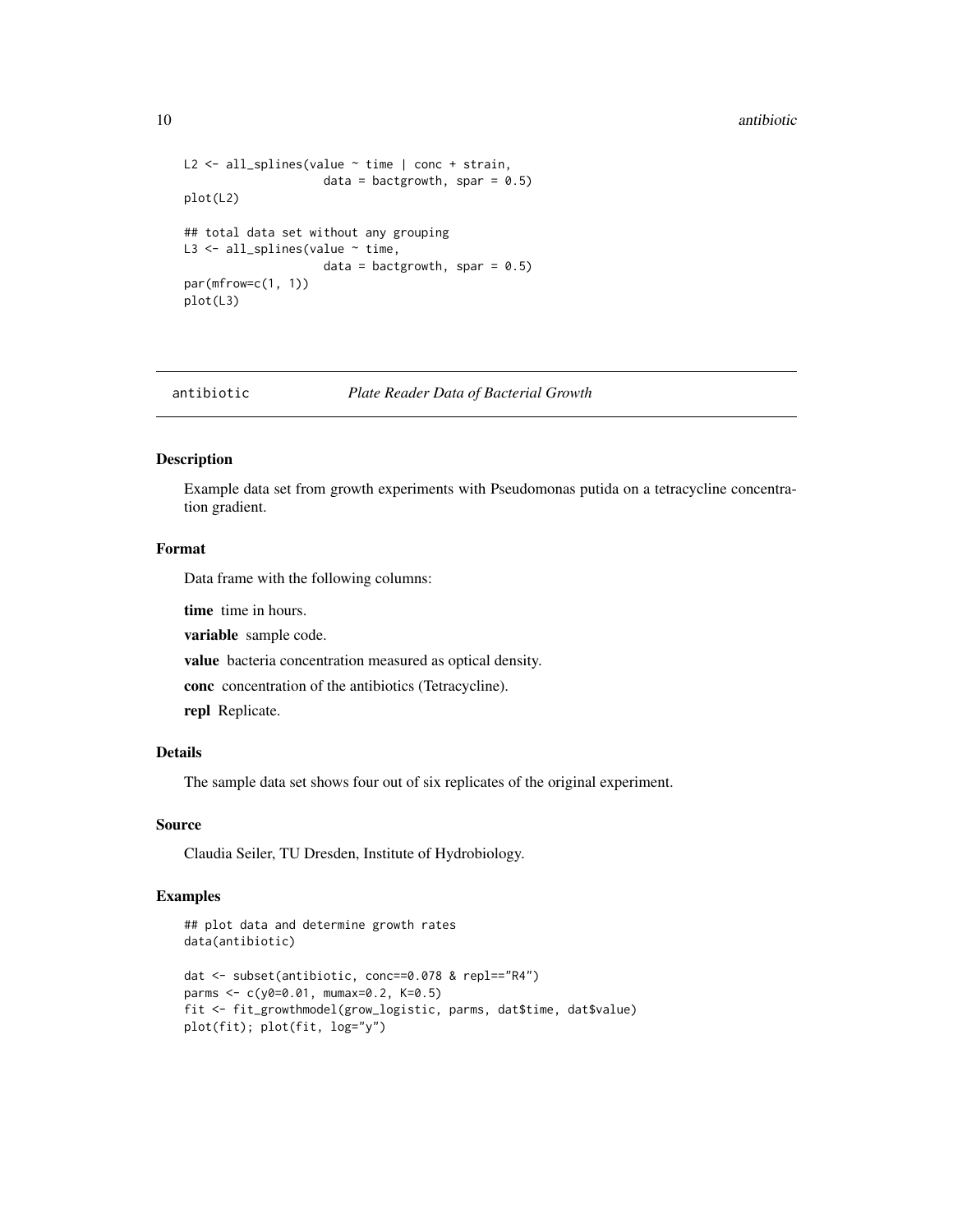```
L2 <- all_splines(value ~ time | conc + strain,
                  data = bactgrowth, spar = 0.5)
plot(L2)

## total data set without any grouping
L3 <- all_splines(value ~ time,
                  data = bactgrowth, spar = 0.5)
par(mfrow=c(1, 1))
plot(L3)
```

---

## antibiotic — *Plate Reader Data of Bacterial Growth*

---

### Description

Example data set from growth experiments with Pseudomonas putida on a tetracycline concentration gradient.

### Format

Data frame with the following columns:

**time** time in hours.

**variable** sample code.

**value** bacteria concentration measured as optical density.

**conc** concentration of the antibiotics (Tetracycline).

**repl** Replicate.

### Details

The sample data set shows four out of six replicates of the original experiment.

### Source

Claudia Seiler, TU Dresden, Institute of Hydrobiology.

### Examples

```
## plot data and determine growth rates
data(antibiotic)

dat <- subset(antibiotic, conc==0.078 & repl=="R4")
parms <- c(y0=0.01, mumax=0.2, K=0.5)
fit <- fit_growthmodel(grow_logistic, parms, dat$time, dat$value)
plot(fit); plot(fit, log="y")
```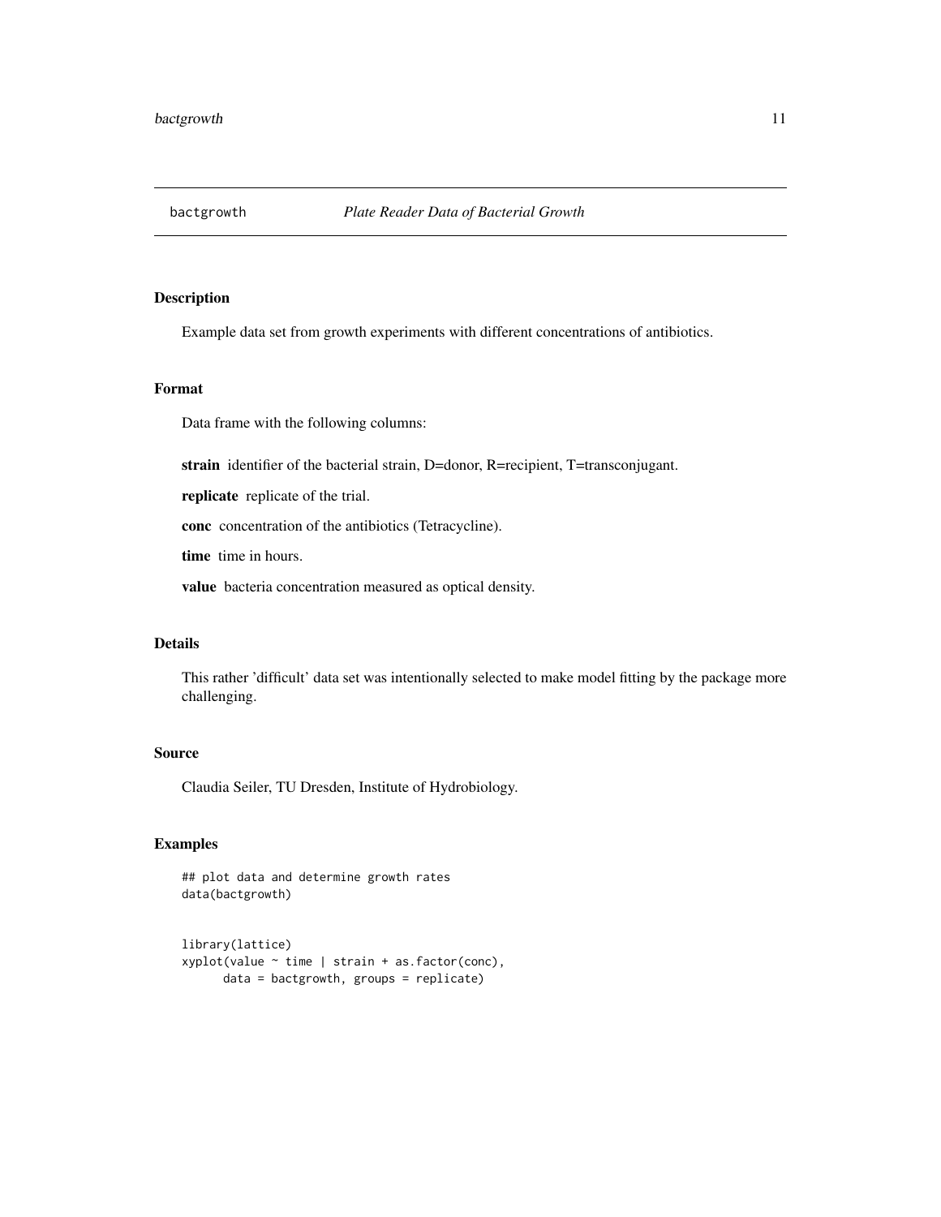# bactgrowth *Plate Reader Data of Bacterial Growth*

## Description

Example data set from growth experiments with different concentrations of antibiotics.

## Format

Data frame with the following columns:

**strain** identifier of the bacterial strain, D=donor, R=recipient, T=transconjugant.

**replicate** replicate of the trial.

**conc** concentration of the antibiotics (Tetracycline).

**time** time in hours.

**value** bacteria concentration measured as optical density.

## Details

This rather 'difficult' data set was intentionally selected to make model fitting by the package more challenging.

## Source

Claudia Seiler, TU Dresden, Institute of Hydrobiology.

## Examples

```
## plot data and determine growth rates
data(bactgrowth)


library(lattice)
xyplot(value ~ time | strain + as.factor(conc),
      data = bactgrowth, groups = replicate)
```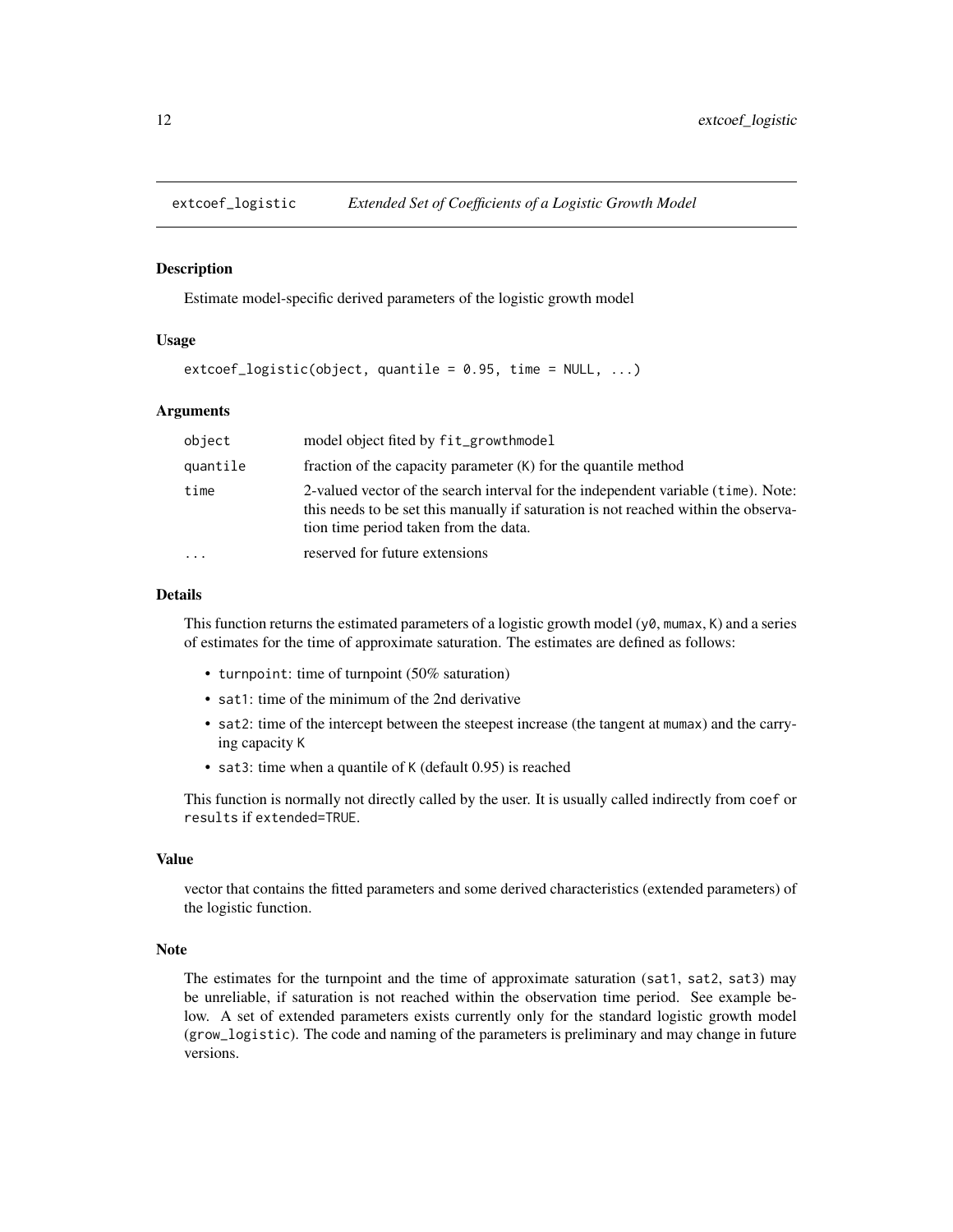# extcoef_logistic — *Extended Set of Coefficients of a Logistic Growth Model*

## Description

Estimate model-specific derived parameters of the logistic growth model

## Usage

```
extcoef_logistic(object, quantile = 0.95, time = NULL, ...)
```

## Arguments

| | |
|---|---|
| object | model object fited by `fit_growthmodel` |
| quantile | fraction of the capacity parameter (K) for the quantile method |
| time | 2-valued vector of the search interval for the independent variable (time). Note: this needs to be set this manually if saturation is not reached within the observation time period taken from the data. |
| ... | reserved for future extensions |

## Details

This function returns the estimated parameters of a logistic growth model (`y0`, `mumax`, `K`) and a series of estimates for the time of approximate saturation. The estimates are defined as follows:

- `turnpoint`: time of turnpoint (50% saturation)
- `sat1`: time of the minimum of the 2nd derivative
- `sat2`: time of the intercept between the steepest increase (the tangent at `mumax`) and the carrying capacity `K`
- `sat3`: time when a quantile of `K` (default 0.95) is reached

This function is normally not directly called by the user. It is usually called indirectly from `coef` or `results` if `extended=TRUE`.

## Value

vector that contains the fitted parameters and some derived characteristics (extended parameters) of the logistic function.

## Note

The estimates for the turnpoint and the time of approximate saturation (`sat1`, `sat2`, `sat3`) may be unreliable, if saturation is not reached within the observation time period. See example below. A set of extended parameters exists currently only for the standard logistic growth model (`grow_logistic`). The code and naming of the parameters is preliminary and may change in future versions.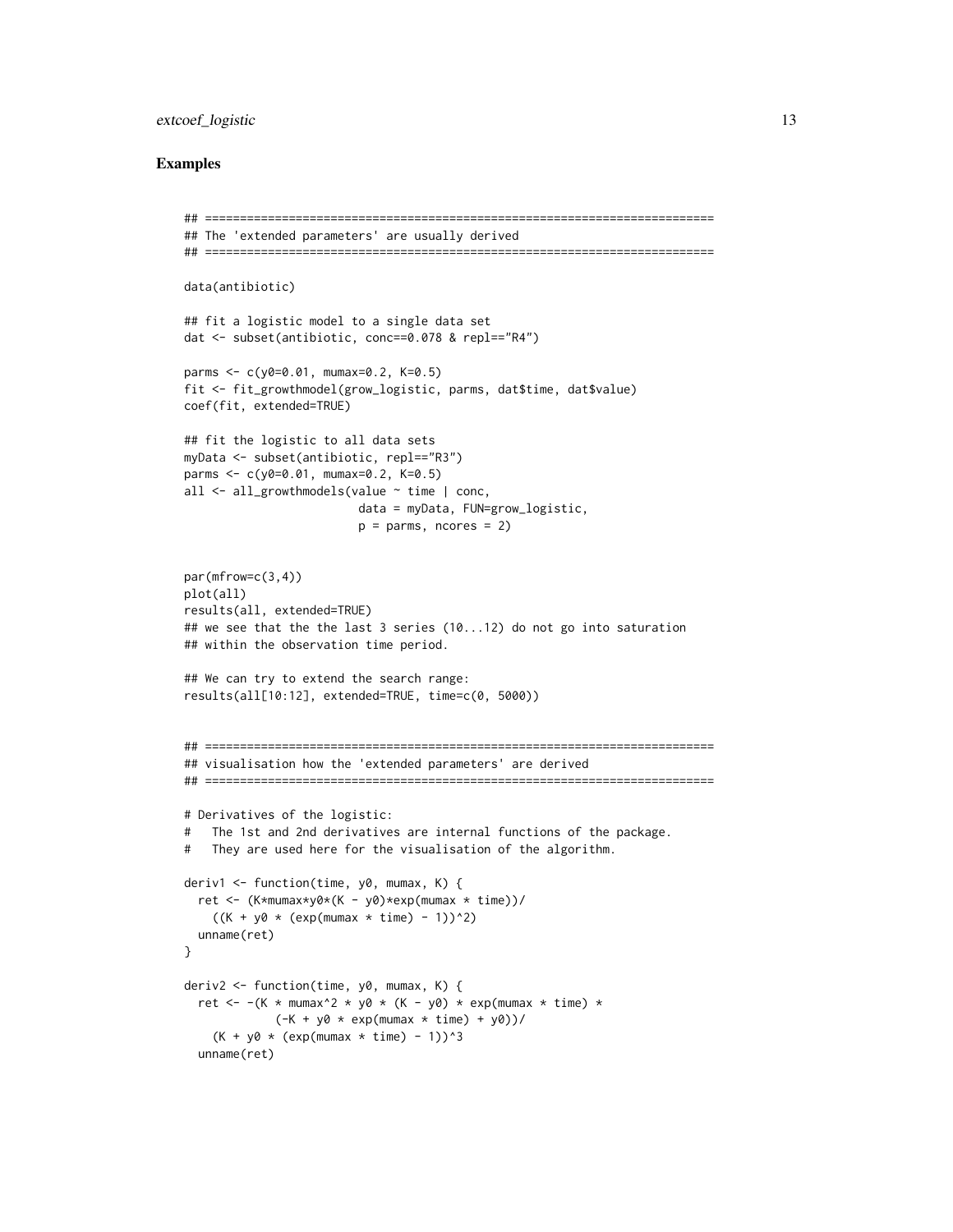### Examples

```
## =========================================================================
## The 'extended parameters' are usually derived
## =========================================================================

data(antibiotic)

## fit a logistic model to a single data set
dat <- subset(antibiotic, conc==0.078 & repl=="R4")

parms <- c(y0=0.01, mumax=0.2, K=0.5)
fit <- fit_growthmodel(grow_logistic, parms, dat$time, dat$value)
coef(fit, extended=TRUE)

## fit the logistic to all data sets
myData <- subset(antibiotic, repl=="R3")
parms <- c(y0=0.01, mumax=0.2, K=0.5)
all <- all_growthmodels(value ~ time | conc,
                         data = myData, FUN=grow_logistic,
                         p = parms, ncores = 2)


par(mfrow=c(3,4))
plot(all)
results(all, extended=TRUE)
## we see that the the last 3 series (10...12) do not go into saturation
## within the observation time period.

## We can try to extend the search range:
results(all[10:12], extended=TRUE, time=c(0, 5000))


## =========================================================================
## visualisation how the 'extended parameters' are derived
## =========================================================================

# Derivatives of the logistic:
#   The 1st and 2nd derivatives are internal functions of the package.
#   They are used here for the visualisation of the algorithm.

deriv1 <- function(time, y0, mumax, K) {
  ret <- (K*mumax*y0*(K - y0)*exp(mumax * time))/
    ((K + y0 * (exp(mumax * time) - 1))^2)
  unname(ret)
}

deriv2 <- function(time, y0, mumax, K) {
  ret <- -(K * mumax^2 * y0 * (K - y0) * exp(mumax * time) *
             (-K + y0 * exp(mumax * time) + y0))/
    (K + y0 * (exp(mumax * time) - 1))^3
  unname(ret)
```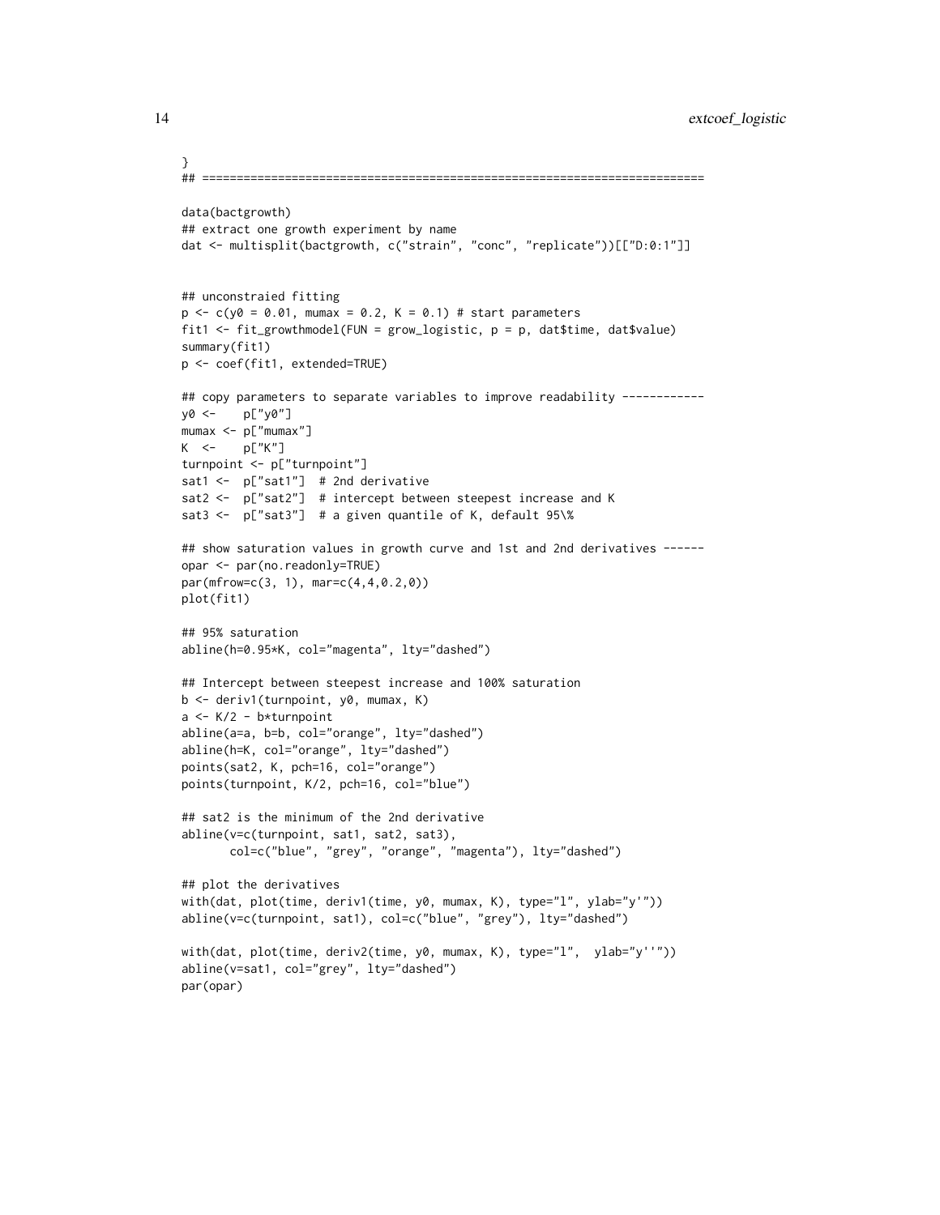```
}
## =========================================================================

data(bactgrowth)
## extract one growth experiment by name
dat <- multisplit(bactgrowth, c("strain", "conc", "replicate"))[["D:0:1"]]


## unconstraied fitting
p <- c(y0 = 0.01, mumax = 0.2, K = 0.1) # start parameters
fit1 <- fit_growthmodel(FUN = grow_logistic, p = p, dat$time, dat$value)
summary(fit1)
p <- coef(fit1, extended=TRUE)

## copy parameters to separate variables to improve readability ------------
y0 <-    p["y0"]
mumax <- p["mumax"]
K  <-    p["K"]
turnpoint <- p["turnpoint"]
sat1 <-  p["sat1"]  # 2nd derivative
sat2 <-  p["sat2"]  # intercept between steepest increase and K
sat3 <-  p["sat3"]  # a given quantile of K, default 95\%

## show saturation values in growth curve and 1st and 2nd derivatives ------
opar <- par(no.readonly=TRUE)
par(mfrow=c(3, 1), mar=c(4,4,0.2,0))
plot(fit1)

## 95% saturation
abline(h=0.95*K, col="magenta", lty="dashed")

## Intercept between steepest increase and 100% saturation
b <- deriv1(turnpoint, y0, mumax, K)
a <- K/2 - b*turnpoint
abline(a=a, b=b, col="orange", lty="dashed")
abline(h=K, col="orange", lty="dashed")
points(sat2, K, pch=16, col="orange")
points(turnpoint, K/2, pch=16, col="blue")

## sat2 is the minimum of the 2nd derivative
abline(v=c(turnpoint, sat1, sat2, sat3),
       col=c("blue", "grey", "orange", "magenta"), lty="dashed")

## plot the derivatives
with(dat, plot(time, deriv1(time, y0, mumax, K), type="l", ylab="y'"))
abline(v=c(turnpoint, sat1), col=c("blue", "grey"), lty="dashed")

with(dat, plot(time, deriv2(time, y0, mumax, K), type="l",  ylab="y''"))
abline(v=sat1, col="grey", lty="dashed")
par(opar)
```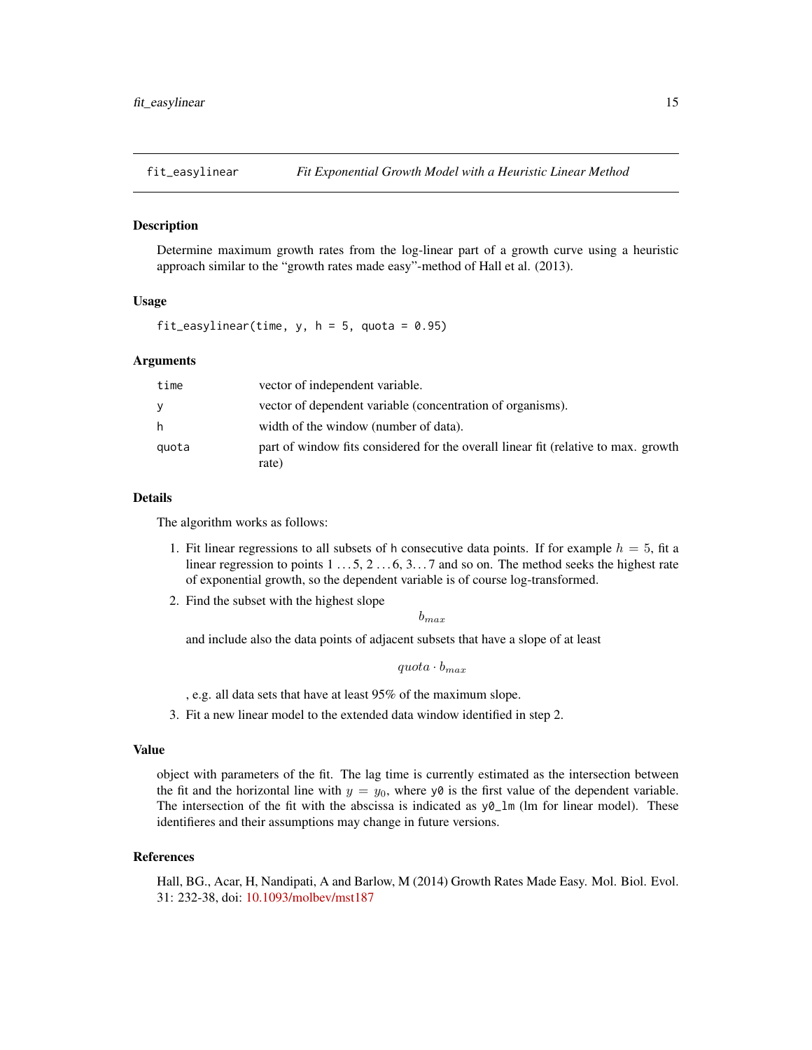## fit_easylinear — *Fit Exponential Growth Model with a Heuristic Linear Method*

### Description

Determine maximum growth rates from the log-linear part of a growth curve using a heuristic approach similar to the "growth rates made easy"-method of Hall et al. (2013).

### Usage

```
fit_easylinear(time, y, h = 5, quota = 0.95)
```

### Arguments

| | |
|---|---|
| `time` | vector of independent variable. |
| `y` | vector of dependent variable (concentration of organisms). |
| `h` | width of the window (number of data). |
| `quota` | part of window fits considered for the overall linear fit (relative to max. growth rate) |

### Details

The algorithm works as follows:

1. Fit linear regressions to all subsets of `h` consecutive data points. If for example $h = 5$, fit a linear regression to points $1 \ldots 5$, $2 \ldots 6$, $3 \ldots 7$ and so on. The method seeks the highest rate of exponential growth, so the dependent variable is of course log-transformed.
2. Find the subset with the highest slope

$$b_{max}$$

   and include also the data points of adjacent subsets that have a slope of at least

$$quota \cdot b_{max}$$

   , e.g. all data sets that have at least 95% of the maximum slope.
3. Fit a new linear model to the extended data window identified in step 2.

### Value

object with parameters of the fit. The lag time is currently estimated as the intersection between the fit and the horizontal line with $y = y_0$, where `y0` is the first value of the dependent variable. The intersection of the fit with the abscissa is indicated as `y0_lm` (lm for linear model). These identifieres and their assumptions may change in future versions.

### References

Hall, BG., Acar, H, Nandipati, A and Barlow, M (2014) Growth Rates Made Easy. Mol. Biol. Evol. 31: 232-38, doi: 10.1093/molbev/mst187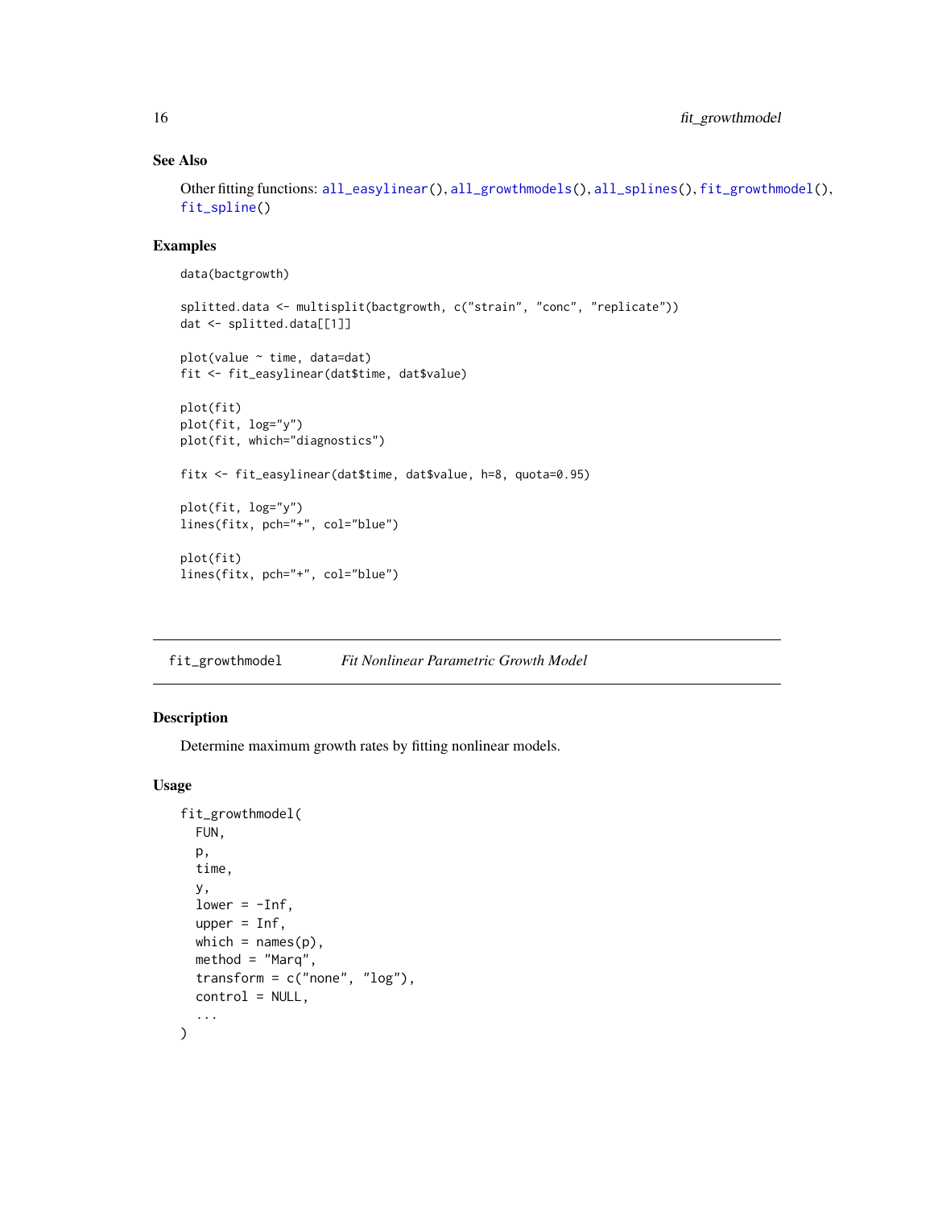### See Also

Other fitting functions: `all_easylinear()`, `all_growthmodels()`, `all_splines()`, `fit_growthmodel()`, `fit_spline()`

### Examples

```
data(bactgrowth)

splitted.data <- multisplit(bactgrowth, c("strain", "conc", "replicate"))
dat <- splitted.data[[1]]

plot(value ~ time, data=dat)
fit <- fit_easylinear(dat$time, dat$value)

plot(fit)
plot(fit, log="y")
plot(fit, which="diagnostics")

fitx <- fit_easylinear(dat$time, dat$value, h=8, quota=0.95)

plot(fit, log="y")
lines(fitx, pch="+", col="blue")

plot(fit)
lines(fitx, pch="+", col="blue")
```

---

## fit_growthmodel &nbsp;&nbsp;&nbsp; *Fit Nonlinear Parametric Growth Model*

---

### Description

Determine maximum growth rates by fitting nonlinear models.

### Usage

```
fit_growthmodel(
  FUN,
  p,
  time,
  y,
  lower = -Inf,
  upper = Inf,
  which = names(p),
  method = "Marq",
  transform = c("none", "log"),
  control = NULL,
  ...
)
```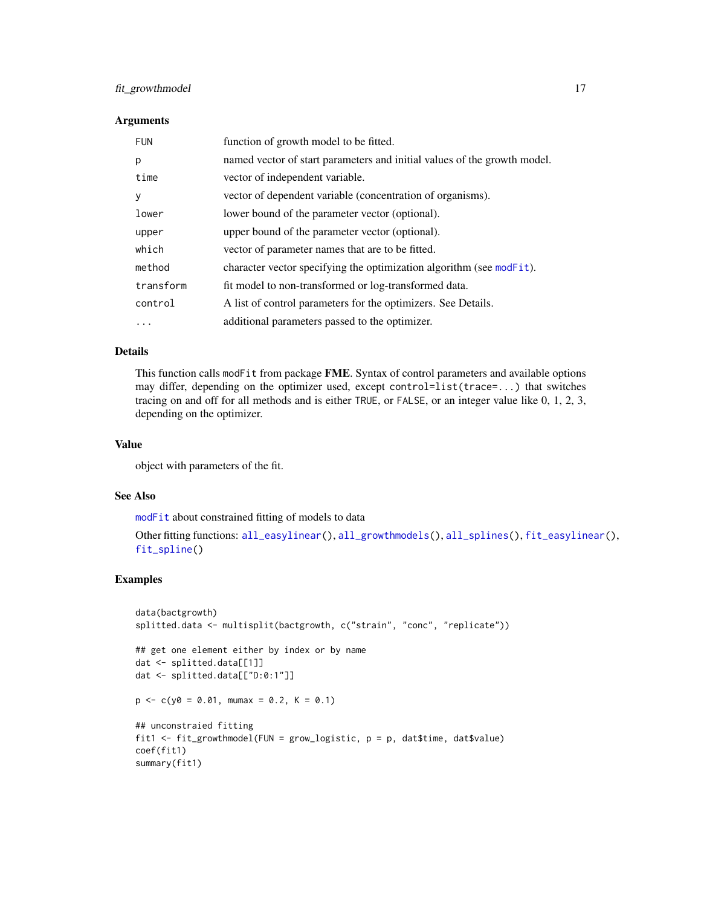### Arguments

| | |
|---|---|
| FUN | function of growth model to be fitted. |
| p | named vector of start parameters and initial values of the growth model. |
| time | vector of independent variable. |
| y | vector of dependent variable (concentration of organisms). |
| lower | lower bound of the parameter vector (optional). |
| upper | upper bound of the parameter vector (optional). |
| which | vector of parameter names that are to be fitted. |
| method | character vector specifying the optimization algorithm (see modFit). |
| transform | fit model to non-transformed or log-transformed data. |
| control | A list of control parameters for the optimizers. See Details. |
| ... | additional parameters passed to the optimizer. |

### Details

This function calls modFit from package **FME**. Syntax of control parameters and available options may differ, depending on the optimizer used, except control=list(trace=...) that switches tracing on and off for all methods and is either TRUE, or FALSE, or an integer value like 0, 1, 2, 3, depending on the optimizer.

### Value

object with parameters of the fit.

### See Also

modFit about constrained fitting of models to data

Other fitting functions: all_easylinear(), all_growthmodels(), all_splines(), fit_easylinear(), fit_spline()

### Examples

```
data(bactgrowth)
splitted.data <- multisplit(bactgrowth, c("strain", "conc", "replicate"))

## get one element either by index or by name
dat <- splitted.data[[1]]
dat <- splitted.data[["D:0:1"]]

p <- c(y0 = 0.01, mumax = 0.2, K = 0.1)

## unconstraied fitting
fit1 <- fit_growthmodel(FUN = grow_logistic, p = p, dat$time, dat$value)
coef(fit1)
summary(fit1)
```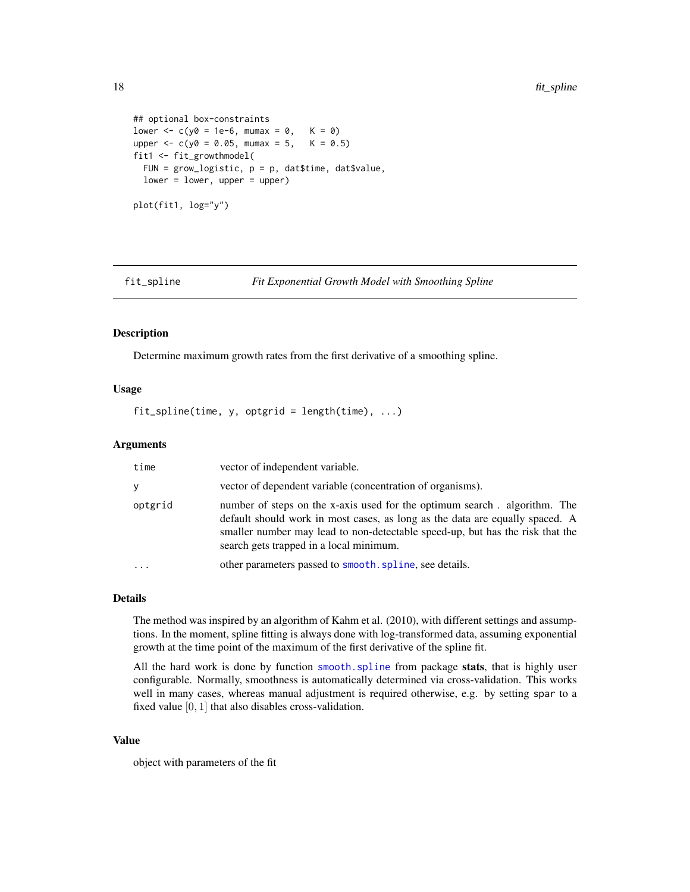```
## optional box-constraints
lower <- c(y0 = 1e-6, mumax = 0,   K = 0)
upper <- c(y0 = 0.05, mumax = 5,   K = 0.5)
fit1 <- fit_growthmodel(
  FUN = grow_logistic, p = p, dat$time, dat$value,
  lower = lower, upper = upper)

plot(fit1, log="y")
```

---

## fit_spline — *Fit Exponential Growth Model with Smoothing Spline*

### Description

Determine maximum growth rates from the first derivative of a smoothing spline.

### Usage

```
fit_spline(time, y, optgrid = length(time), ...)
```

### Arguments

| Argument | Description |
|---|---|
| `time` | vector of independent variable. |
| `y` | vector of dependent variable (concentration of organisms). |
| `optgrid` | number of steps on the x-axis used for the optimum search . algorithm. The default should work in most cases, as long as the data are equally spaced. A smaller number may lead to non-detectable speed-up, but has the risk that the search gets trapped in a local minimum. |
| `...` | other parameters passed to `smooth.spline`, see details. |

### Details

The method was inspired by an algorithm of Kahm et al. (2010), with different settings and assumptions. In the moment, spline fitting is always done with log-transformed data, assuming exponential growth at the time point of the maximum of the first derivative of the spline fit.

All the hard work is done by function `smooth.spline` from package **stats**, that is highly user configurable. Normally, smoothness is automatically determined via cross-validation. This works well in many cases, whereas manual adjustment is required otherwise, e.g. by setting `spar` to a fixed value $[0, 1]$ that also disables cross-validation.

### Value

object with parameters of the fit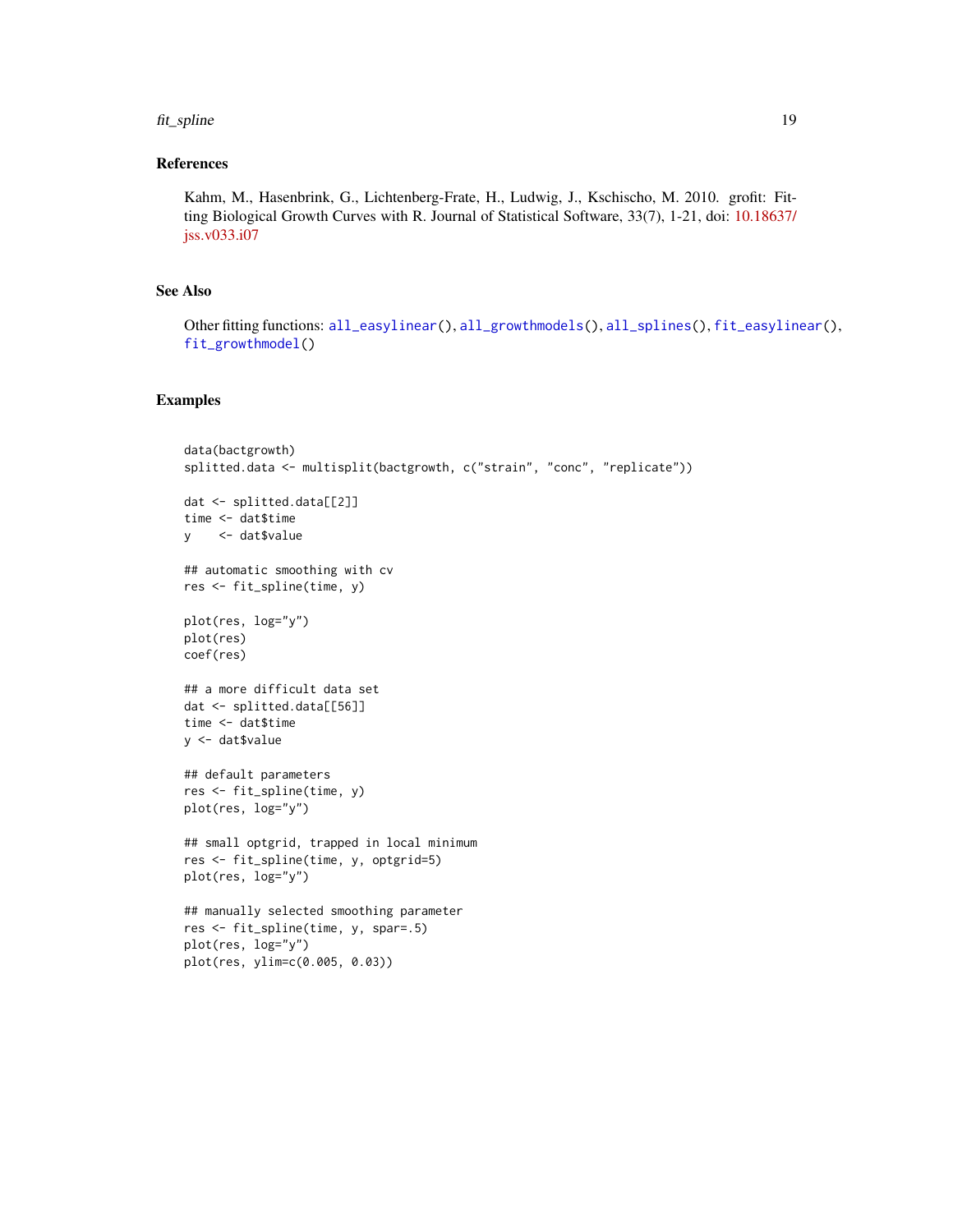## References

Kahm, M., Hasenbrink, G., Lichtenberg-Frate, H., Ludwig, J., Kschischo, M. 2010. grofit: Fitting Biological Growth Curves with R. Journal of Statistical Software, 33(7), 1-21, doi: 10.18637/jss.v033.i07

## See Also

Other fitting functions: `all_easylinear()`, `all_growthmodels()`, `all_splines()`, `fit_easylinear()`, `fit_growthmodel()`

## Examples

```
data(bactgrowth)
splitted.data <- multisplit(bactgrowth, c("strain", "conc", "replicate"))

dat <- splitted.data[[2]]
time <- dat$time
y    <- dat$value

## automatic smoothing with cv
res <- fit_spline(time, y)

plot(res, log="y")
plot(res)
coef(res)

## a more difficult data set
dat <- splitted.data[[56]]
time <- dat$time
y <- dat$value

## default parameters
res <- fit_spline(time, y)
plot(res, log="y")

## small optgrid, trapped in local minimum
res <- fit_spline(time, y, optgrid=5)
plot(res, log="y")

## manually selected smoothing parameter
res <- fit_spline(time, y, spar=.5)
plot(res, log="y")
plot(res, ylim=c(0.005, 0.03))
```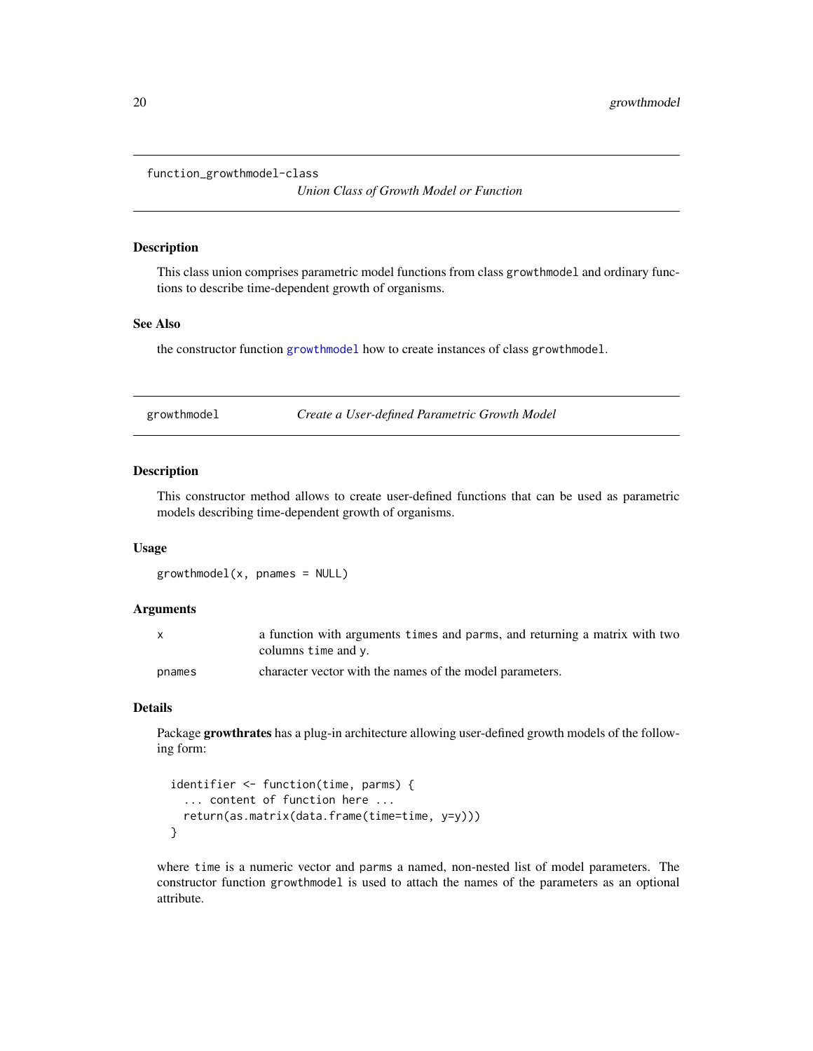## function_growthmodel-class

*Union Class of Growth Model or Function*

### Description

This class union comprises parametric model functions from class `growthmodel` and ordinary functions to describe time-dependent growth of organisms.

### See Also

the constructor function `growthmodel` how to create instances of class `growthmodel`.

## growthmodel

*Create a User-defined Parametric Growth Model*

### Description

This constructor method allows to create user-defined functions that can be used as parametric models describing time-dependent growth of organisms.

### Usage

```
growthmodel(x, pnames = NULL)
```

### Arguments

| | |
|---|---|
| x | a function with arguments `times` and `parms`, and returning a matrix with two columns `time` and `y`. |
| pnames | character vector with the names of the model parameters. |

### Details

Package **growthrates** has a plug-in architecture allowing user-defined growth models of the following form:

```
identifier <- function(time, parms) {
  ... content of function here ...
  return(as.matrix(data.frame(time=time, y=y)))
}
```

where `time` is a numeric vector and `parms` a named, non-nested list of model parameters. The constructor function `growthmodel` is used to attach the names of the parameters as an optional attribute.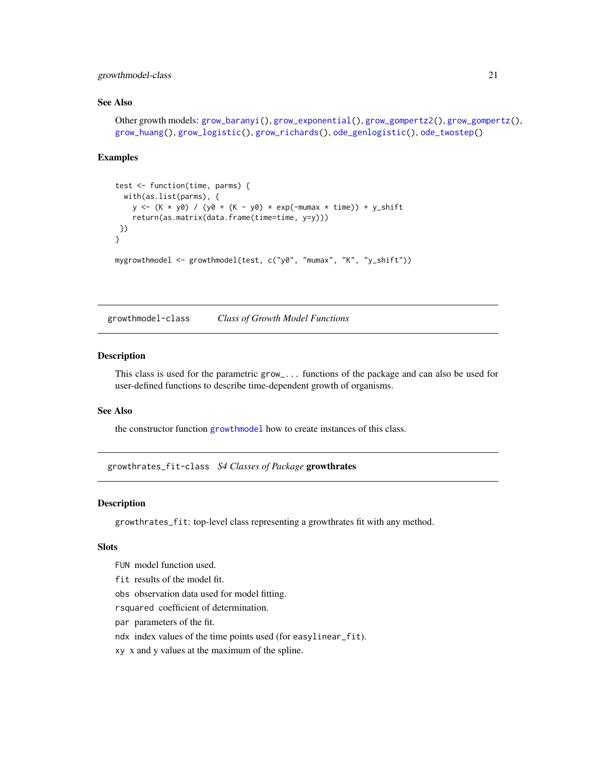### See Also

Other growth models: grow_baranyi(), grow_exponential(), grow_gompertz2(), grow_gompertz(), grow_huang(), grow_logistic(), grow_richards(), ode_genlogistic(), ode_twostep()

### Examples

```
test <- function(time, parms) {
  with(as.list(parms), {
    y <- (K * y0) / (y0 + (K - y0) * exp(-mumax * time)) + y_shift
    return(as.matrix(data.frame(time=time, y=y)))
 })
}

mygrowthmodel <- growthmodel(test, c("y0", "mumax", "K", "y_shift"))
```

---

## growthmodel-class &nbsp;&nbsp; *Class of Growth Model Functions*

### Description

This class is used for the parametric grow_... functions of the package and can also be used for user-defined functions to describe time-dependent growth of organisms.

### See Also

the constructor function growthmodel how to create instances of this class.

---

## growthrates_fit-class &nbsp;&nbsp; *S4 Classes of Package* **growthrates**

### Description

growthrates_fit: top-level class representing a growthrates fit with any method.

### Slots

FUN model function used.

fit results of the model fit.

obs observation data used for model fitting.

rsquared coefficient of determination.

par parameters of the fit.

ndx index values of the time points used (for easylinear_fit).

xy x and y values at the maximum of the spline.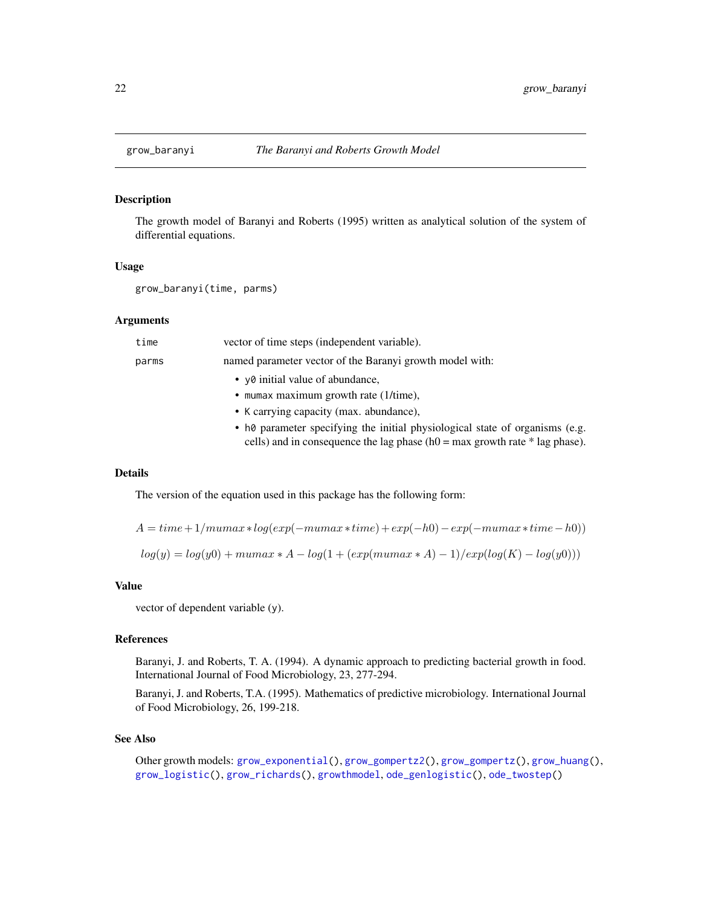## grow_baranyi *The Baranyi and Roberts Growth Model*

### Description

The growth model of Baranyi and Roberts (1995) written as analytical solution of the system of differential equations.

### Usage

```
grow_baranyi(time, parms)
```

### Arguments

| | |
|---|---|
| `time` | vector of time steps (independent variable). |
| `parms` | named parameter vector of the Baranyi growth model with: <br> • `y0` initial value of abundance, <br> • `mumax` maximum growth rate (1/time), <br> • `K` carrying capacity (max. abundance), <br> • `h0` parameter specifying the initial physiological state of organisms (e.g. cells) and in consequence the lag phase (h0 = max growth rate * lag phase). |

### Details

The version of the equation used in this package has the following form:

$$A = time + 1/mumax * log(exp(-mumax * time) + exp(-h0) - exp(-mumax * time - h0))$$

$$log(y) = log(y0) + mumax * A - log(1 + (exp(mumax * A) - 1)/exp(log(K) - log(y0)))$$

### Value

vector of dependent variable (`y`).

### References

Baranyi, J. and Roberts, T. A. (1994). A dynamic approach to predicting bacterial growth in food. International Journal of Food Microbiology, 23, 277-294.

Baranyi, J. and Roberts, T.A. (1995). Mathematics of predictive microbiology. International Journal of Food Microbiology, 26, 199-218.

### See Also

Other growth models: `grow_exponential()`, `grow_gompertz2()`, `grow_gompertz()`, `grow_huang()`, `grow_logistic()`, `grow_richards()`, `growthmodel`, `ode_genlogistic()`, `ode_twostep()`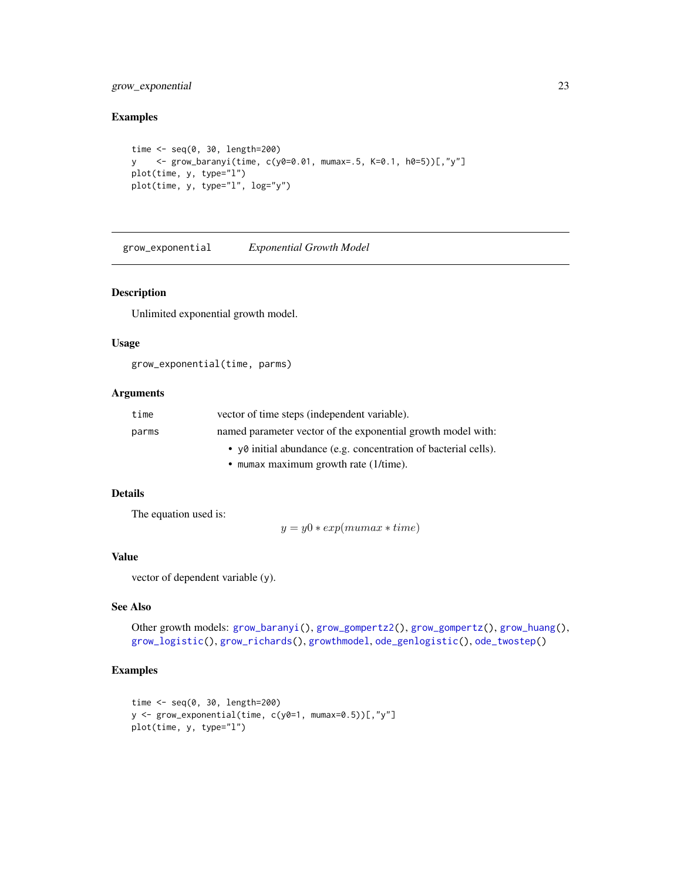### Examples

```
time <- seq(0, 30, length=200)
y    <- grow_baranyi(time, c(y0=0.01, mumax=.5, K=0.1, h0=5))[,"y"]
plot(time, y, type="l")
plot(time, y, type="l", log="y")
```

---

## grow_exponential    *Exponential Growth Model*

---

### Description

Unlimited exponential growth model.

### Usage

```
grow_exponential(time, parms)
```

### Arguments

| | |
|---|---|
| `time` | vector of time steps (independent variable). |
| `parms` | named parameter vector of the exponential growth model with: <br>• `y0` initial abundance (e.g. concentration of bacterial cells). <br>• `mumax` maximum growth rate (1/time). |

### Details

The equation used is:

$$y = y0 * exp(mumax * time)$$

### Value

vector of dependent variable (y).

### See Also

Other growth models: `grow_baranyi()`, `grow_gompertz2()`, `grow_gompertz()`, `grow_huang()`, `grow_logistic()`, `grow_richards()`, `growthmodel`, `ode_genlogistic()`, `ode_twostep()`

### Examples

```
time <- seq(0, 30, length=200)
y <- grow_exponential(time, c(y0=1, mumax=0.5))[,"y"]
plot(time, y, type="l")
```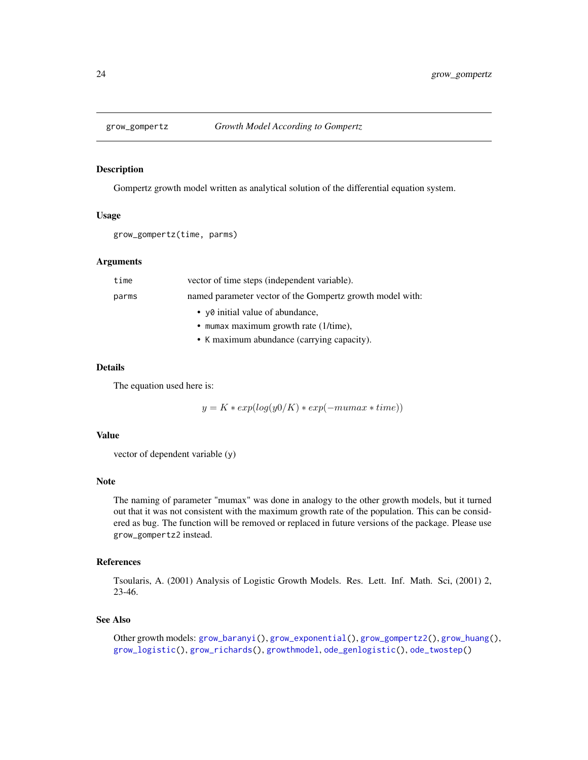# grow_gompertz — *Growth Model According to Gompertz*

## Description

Gompertz growth model written as analytical solution of the differential equation system.

## Usage

```
grow_gompertz(time, parms)
```

## Arguments

| | |
|---|---|
| `time` | vector of time steps (independent variable). |
| `parms` | named parameter vector of the Gompertz growth model with:<br>• `y0` initial value of abundance,<br>• `mumax` maximum growth rate (1/time),<br>• `K` maximum abundance (carrying capacity). |

## Details

The equation used here is:

$$y = K * exp(log(y0/K) * exp(-mumax * time))$$

## Value

vector of dependent variable (`y`)

## Note

The naming of parameter "mumax" was done in analogy to the other growth models, but it turned out that it was not consistent with the maximum growth rate of the population. This can be considered as bug. The function will be removed or replaced in future versions of the package. Please use `grow_gompertz2` instead.

## References

Tsoularis, A. (2001) Analysis of Logistic Growth Models. Res. Lett. Inf. Math. Sci, (2001) 2, 23-46.

## See Also

Other growth models: `grow_baranyi()`, `grow_exponential()`, `grow_gompertz2()`, `grow_huang()`, `grow_logistic()`, `grow_richards()`, `growthmodel`, `ode_genlogistic()`, `ode_twostep()`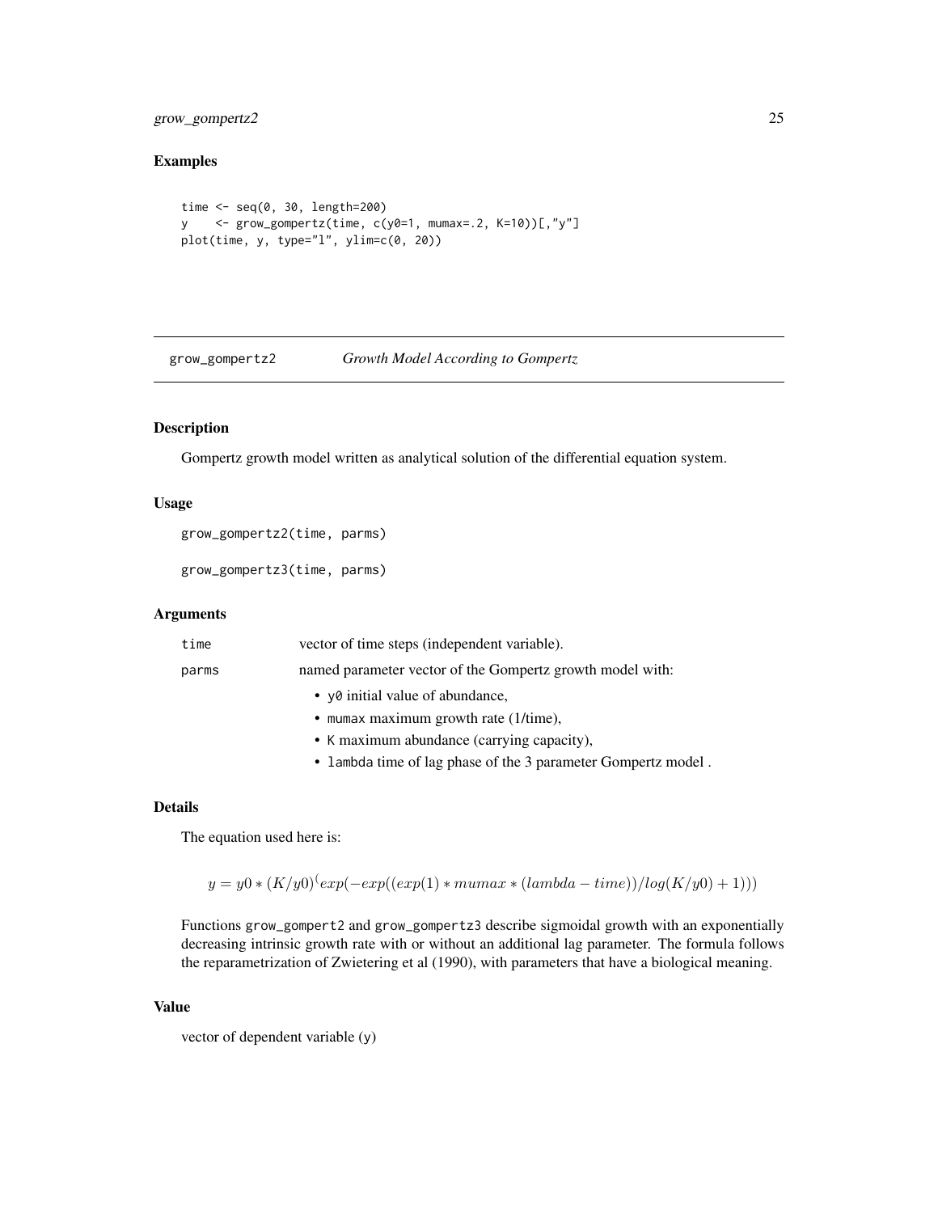### Examples

```
time <- seq(0, 30, length=200)
y    <- grow_gompertz(time, c(y0=1, mumax=.2, K=10))[,"y"]
plot(time, y, type="l", ylim=c(0, 20))
```

---

## grow_gompertz2 *Growth Model According to Gompertz*

### Description

Gompertz growth model written as analytical solution of the differential equation system.

### Usage

```
grow_gompertz2(time, parms)

grow_gompertz3(time, parms)
```

### Arguments

| | |
|---|---|
| time | vector of time steps (independent variable). |
| parms | named parameter vector of the Gompertz growth model with:<br>• y0 initial value of abundance,<br>• mumax maximum growth rate (1/time),<br>• K maximum abundance (carrying capacity),<br>• lambda time of lag phase of the 3 parameter Gompertz model . |

### Details

The equation used here is:

$$y = y0 * (K/y0)^(exp(-exp((exp(1) * mumax * (lambda - time))/log(K/y0) + 1)))$$

Functions grow_gompert2 and grow_gompertz3 describe sigmoidal growth with an exponentially decreasing intrinsic growth rate with or without an additional lag parameter. The formula follows the reparametrization of Zwietering et al (1990), with parameters that have a biological meaning.

### Value

vector of dependent variable (y)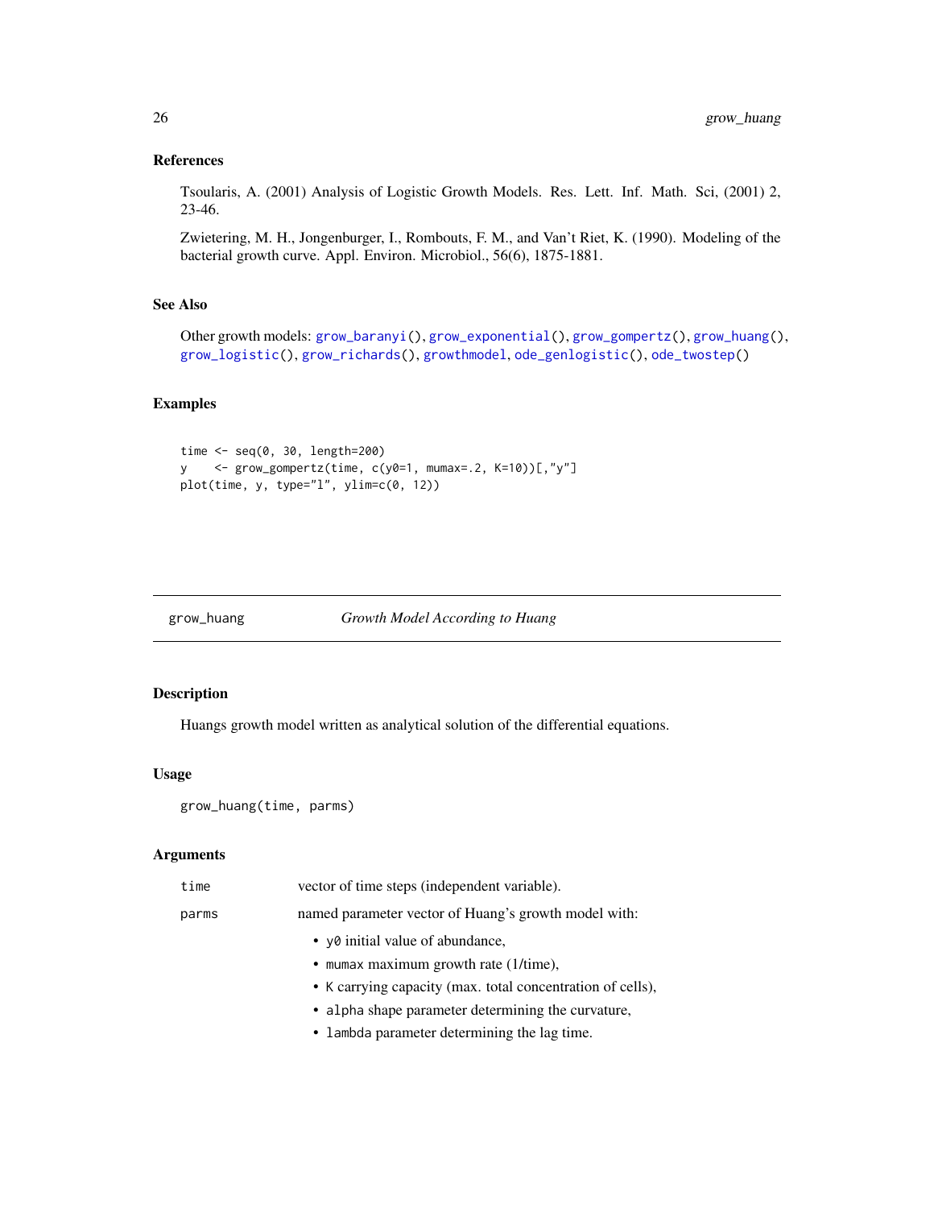### References

Tsoularis, A. (2001) Analysis of Logistic Growth Models. Res. Lett. Inf. Math. Sci, (2001) 2, 23-46.

Zwietering, M. H., Jongenburger, I., Rombouts, F. M., and Van't Riet, K. (1990). Modeling of the bacterial growth curve. Appl. Environ. Microbiol., 56(6), 1875-1881.

### See Also

Other growth models: grow_baranyi(), grow_exponential(), grow_gompertz(), grow_huang(), grow_logistic(), grow_richards(), growthmodel, ode_genlogistic(), ode_twostep()

### Examples

```
time <- seq(0, 30, length=200)
y    <- grow_gompertz(time, c(y0=1, mumax=.2, K=10))[,"y"]
plot(time, y, type="l", ylim=c(0, 12))
```

---

## grow_huang — *Growth Model According to Huang*

### Description

Huangs growth model written as analytical solution of the differential equations.

### Usage

```
grow_huang(time, parms)
```

### Arguments

| | |
|---|---|
| time | vector of time steps (independent variable). |
| parms | named parameter vector of Huang's growth model with:<br>• y0 initial value of abundance,<br>• mumax maximum growth rate (1/time),<br>• K carrying capacity (max. total concentration of cells),<br>• alpha shape parameter determining the curvature,<br>• lambda parameter determining the lag time. |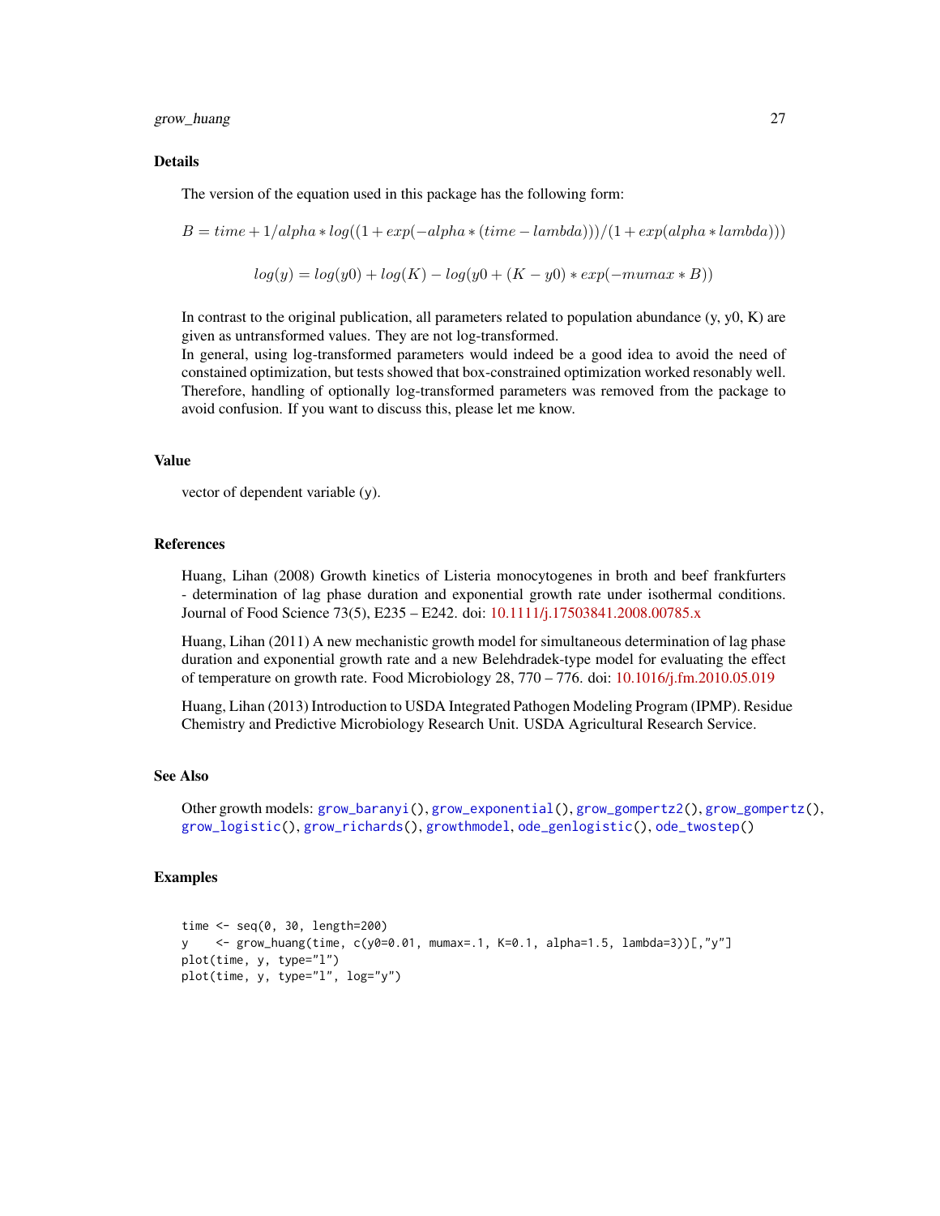### Details

The version of the equation used in this package has the following form:

$$B = time + 1/alpha * log((1 + exp(-alpha * (time - lambda)))/(1 + exp(alpha * lambda)))$$

$$log(y) = log(y0) + log(K) - log(y0 + (K - y0) * exp(-mumax * B))$$

In contrast to the original publication, all parameters related to population abundance (y, y0, K) are given as untransformed values. They are not log-transformed.
In general, using log-transformed parameters would indeed be a good idea to avoid the need of constained optimization, but tests showed that box-constrained optimization worked resonably well. Therefore, handling of optionally log-transformed parameters was removed from the package to avoid confusion. If you want to discuss this, please let me know.

### Value

vector of dependent variable (y).

### References

Huang, Lihan (2008) Growth kinetics of Listeria monocytogenes in broth and beef frankfurters - determination of lag phase duration and exponential growth rate under isothermal conditions. Journal of Food Science 73(5), E235 – E242. doi: 10.1111/j.17503841.2008.00785.x

Huang, Lihan (2011) A new mechanistic growth model for simultaneous determination of lag phase duration and exponential growth rate and a new Belehdradek-type model for evaluating the effect of temperature on growth rate. Food Microbiology 28, 770 – 776. doi: 10.1016/j.fm.2010.05.019

Huang, Lihan (2013) Introduction to USDA Integrated Pathogen Modeling Program (IPMP). Residue Chemistry and Predictive Microbiology Research Unit. USDA Agricultural Research Service.

### See Also

Other growth models: grow_baranyi(), grow_exponential(), grow_gompertz2(), grow_gompertz(), grow_logistic(), grow_richards(), growthmodel, ode_genlogistic(), ode_twostep()

### Examples

```
time <- seq(0, 30, length=200)
y    <- grow_huang(time, c(y0=0.01, mumax=.1, K=0.1, alpha=1.5, lambda=3))[,"y"]
plot(time, y, type="l")
plot(time, y, type="l", log="y")
```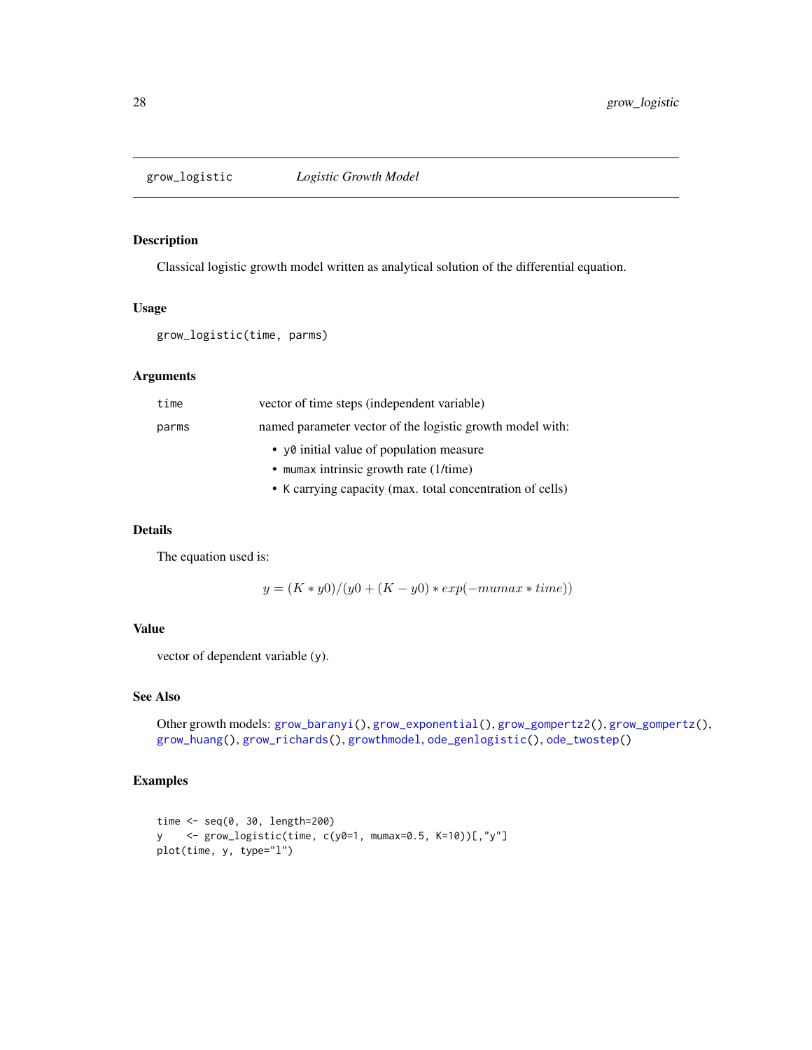# grow_logistic — *Logistic Growth Model*

## Description

Classical logistic growth model written as analytical solution of the differential equation.

## Usage

```
grow_logistic(time, parms)
```

## Arguments

| | |
|---|---|
| `time` | vector of time steps (independent variable) |
| `parms` | named parameter vector of the logistic growth model with:<br>• `y0` initial value of population measure<br>• `mumax` intrinsic growth rate (1/time)<br>• `K` carrying capacity (max. total concentration of cells) |

## Details

The equation used is:

$$y = (K * y0)/(y0 + (K - y0) * exp(-mumax * time))$$

## Value

vector of dependent variable (y).

## See Also

Other growth models: `grow_baranyi()`, `grow_exponential()`, `grow_gompertz2()`, `grow_gompertz()`, `grow_huang()`, `grow_richards()`, `growthmodel`, `ode_genlogistic()`, `ode_twostep()`

## Examples

```
time <- seq(0, 30, length=200)
y    <- grow_logistic(time, c(y0=1, mumax=0.5, K=10))[,"y"]
plot(time, y, type="l")
```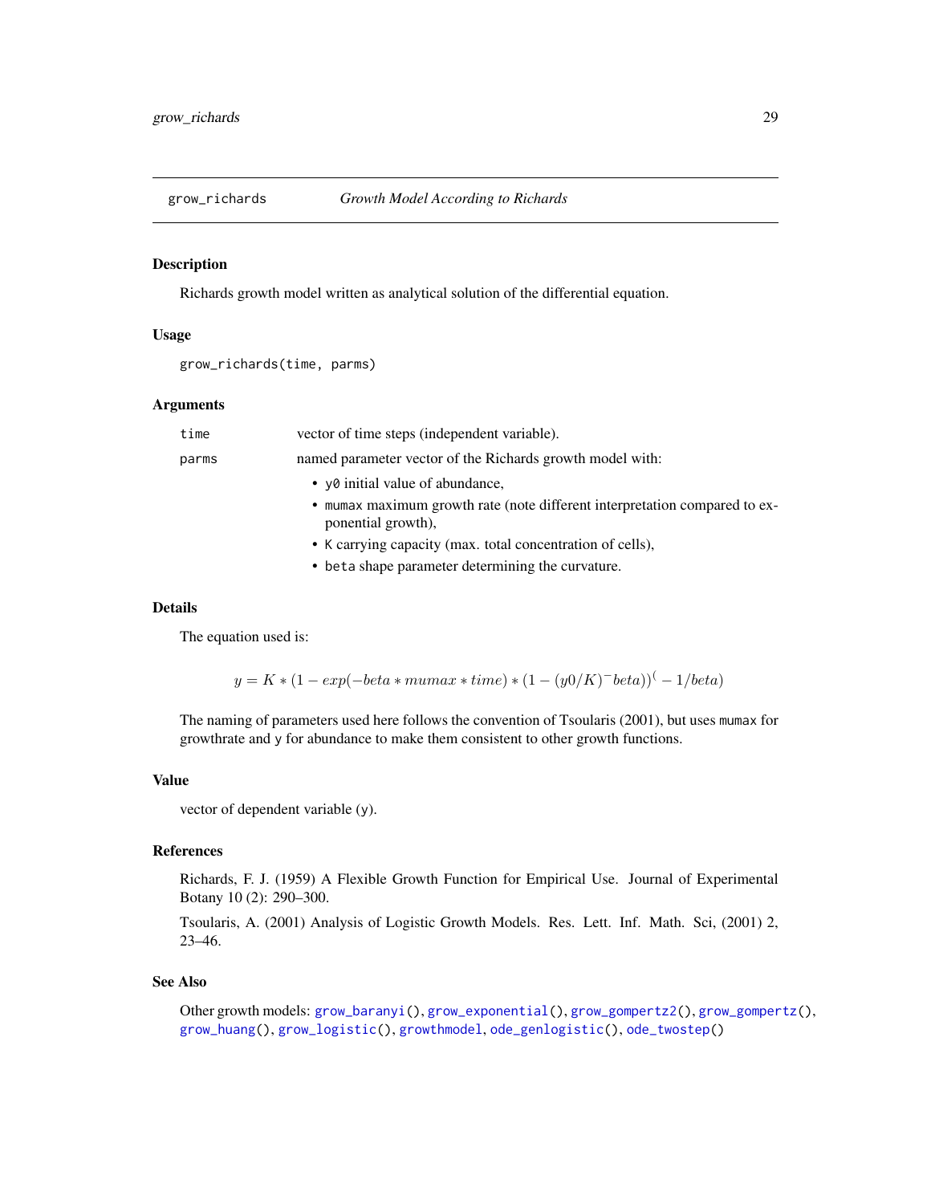## grow_richards — *Growth Model According to Richards*

### Description

Richards growth model written as analytical solution of the differential equation.

### Usage

```
grow_richards(time, parms)
```

### Arguments

| | |
|---|---|
| `time` | vector of time steps (independent variable). |
| `parms` | named parameter vector of the Richards growth model with: <br>• `y0` initial value of abundance,<br>• `mumax` maximum growth rate (note different interpretation compared to exponential growth),<br>• `K` carrying capacity (max. total concentration of cells),<br>• `beta` shape parameter determining the curvature. |

### Details

The equation used is:

$$y = K * (1 - exp(-beta * mumax * time) * (1 - (y0/K)^-beta))^(-1/beta)$$

The naming of parameters used here follows the convention of Tsoularis (2001), but uses `mumax` for growthrate and `y` for abundance to make them consistent to other growth functions.

### Value

vector of dependent variable (`y`).

### References

Richards, F. J. (1959) A Flexible Growth Function for Empirical Use. Journal of Experimental Botany 10 (2): 290–300.

Tsoularis, A. (2001) Analysis of Logistic Growth Models. Res. Lett. Inf. Math. Sci, (2001) 2, 23–46.

### See Also

Other growth models: `grow_baranyi()`, `grow_exponential()`, `grow_gompertz2()`, `grow_gompertz()`, `grow_huang()`, `grow_logistic()`, `growthmodel`, `ode_genlogistic()`, `ode_twostep()`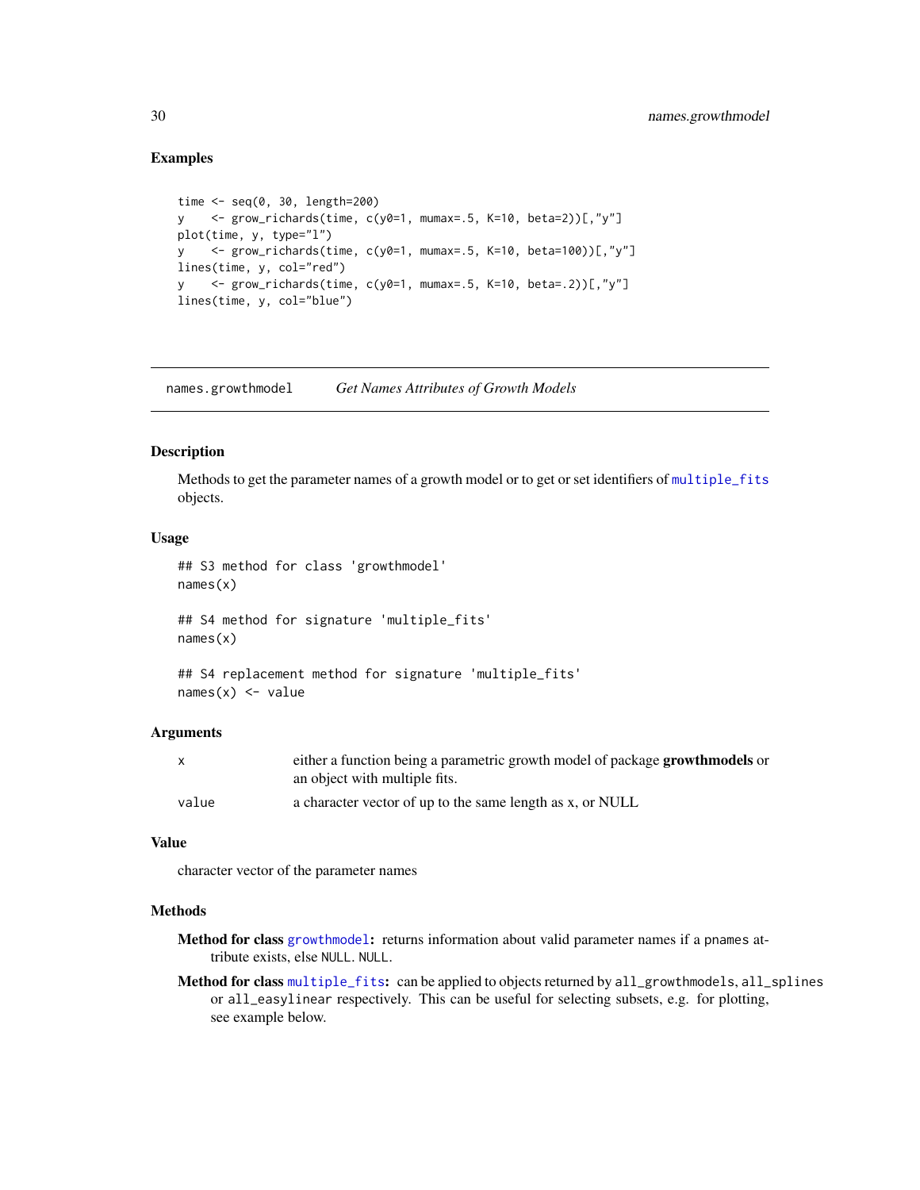## Examples

```
time <- seq(0, 30, length=200)
y    <- grow_richards(time, c(y0=1, mumax=.5, K=10, beta=2))[,"y"]
plot(time, y, type="l")
y    <- grow_richards(time, c(y0=1, mumax=.5, K=10, beta=100))[,"y"]
lines(time, y, col="red")
y    <- grow_richards(time, c(y0=1, mumax=.5, K=10, beta=.2))[,"y"]
lines(time, y, col="blue")
```

---

# names.growthmodel *Get Names Attributes of Growth Models*

## Description

Methods to get the parameter names of a growth model or to get or set identifiers of multiple_fits objects.

## Usage

```
## S3 method for class 'growthmodel'
names(x)

## S4 method for signature 'multiple_fits'
names(x)

## S4 replacement method for signature 'multiple_fits'
names(x) <- value
```

## Arguments

| | |
|---|---|
| x | either a function being a parametric growth model of package **growthmodels** or an object with multiple fits. |
| value | a character vector of up to the same length as x, or NULL |

## Value

character vector of the parameter names

## Methods

**Method for class growthmodel:** returns information about valid parameter names if a pnames attribute exists, else NULL. NULL.

**Method for class multiple_fits:** can be applied to objects returned by all_growthmodels, all_splines or all_easylinear respectively. This can be useful for selecting subsets, e.g. for plotting, see example below.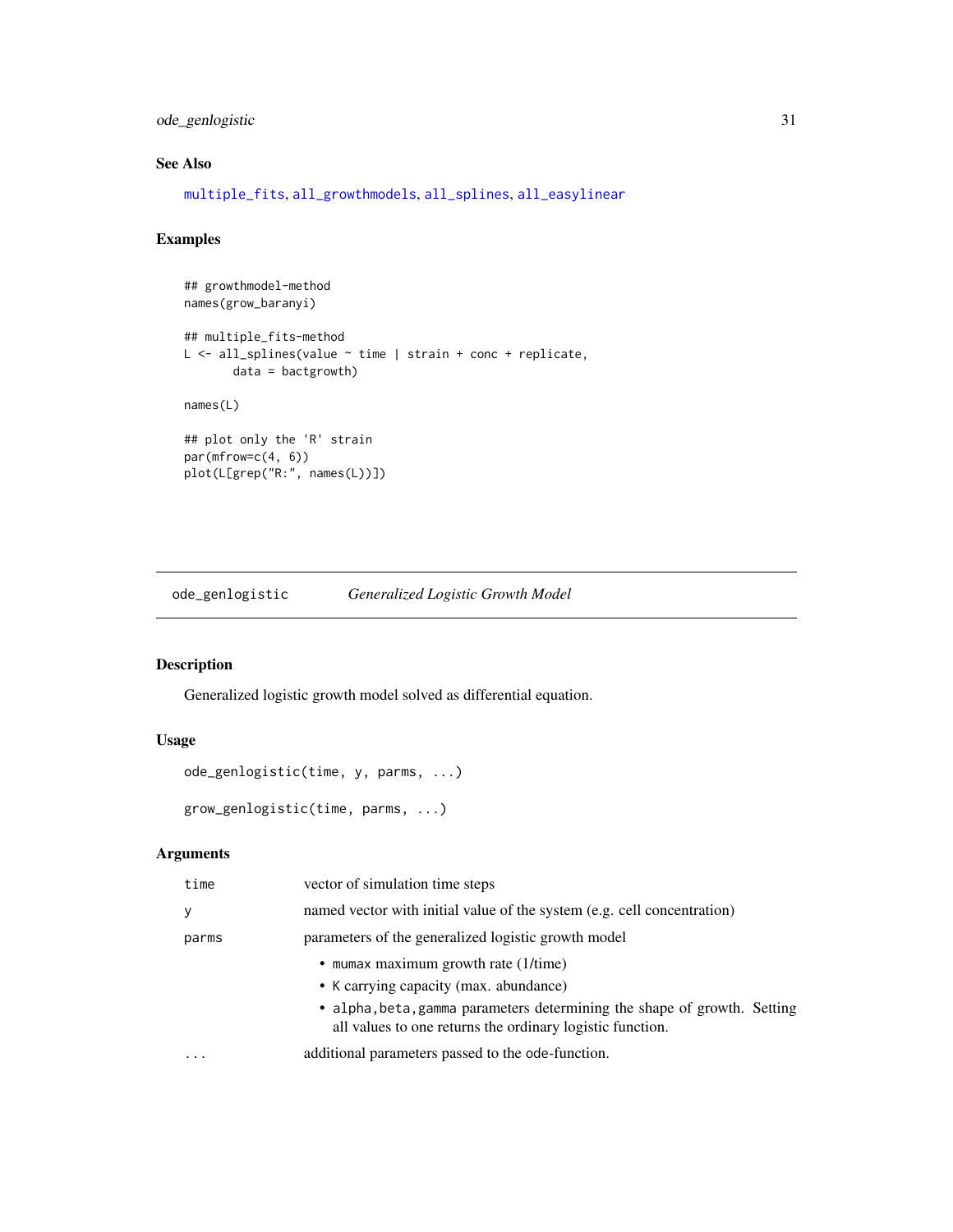## See Also

multiple_fits, all_growthmodels, all_splines, all_easylinear

## Examples

```
## growthmodel-method
names(grow_baranyi)

## multiple_fits-method
L <- all_splines(value ~ time | strain + conc + replicate,
       data = bactgrowth)

names(L)

## plot only the 'R' strain
par(mfrow=c(4, 6))
plot(L[grep("R:", names(L))])
```

---

# ode_genlogistic *Generalized Logistic Growth Model*

## Description

Generalized logistic growth model solved as differential equation.

## Usage

```
ode_genlogistic(time, y, parms, ...)

grow_genlogistic(time, parms, ...)
```

## Arguments

| | |
|---|---|
| `time` | vector of simulation time steps |
| `y` | named vector with initial value of the system (e.g. cell concentration) |
| `parms` | parameters of the generalized logistic growth model<br>• `mumax` maximum growth rate (1/time)<br>• `K` carrying capacity (max. abundance)<br>• `alpha,beta,gamma` parameters determining the shape of growth. Setting all values to one returns the ordinary logistic function. |
| `...` | additional parameters passed to the ode-function. |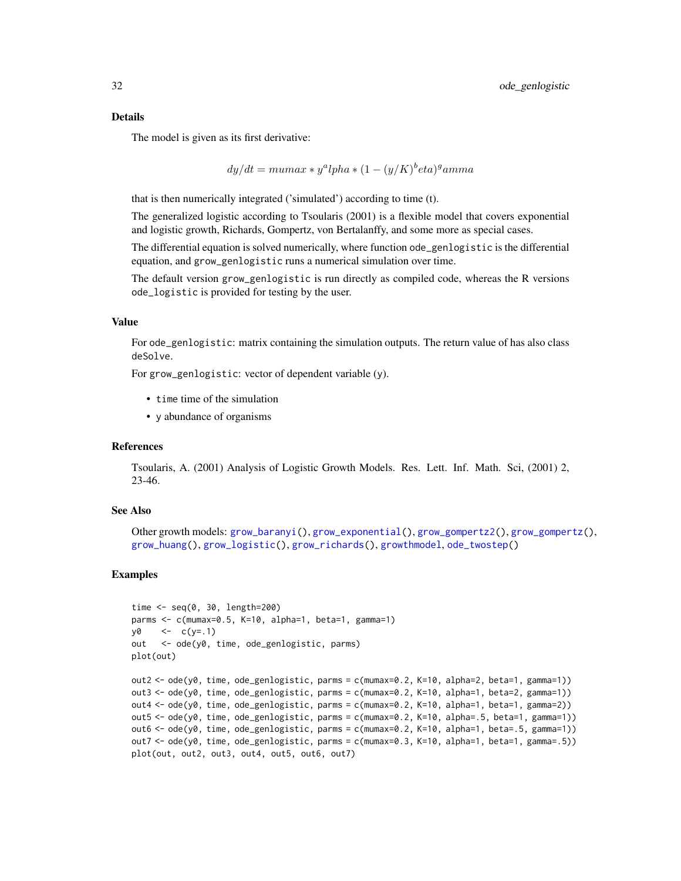### Details

The model is given as its first derivative:

$$dy/dt = mumax * y^alpha * (1 - (y/K)^beta)^gamma$$

that is then numerically integrated ('simulated') according to time (t).

The generalized logistic according to Tsoularis (2001) is a flexible model that covers exponential and logistic growth, Richards, Gompertz, von Bertalanffy, and some more as special cases.

The differential equation is solved numerically, where function `ode_genlogistic` is the differential equation, and `grow_genlogistic` runs a numerical simulation over time.

The default version `grow_genlogistic` is run directly as compiled code, whereas the R versions `ode_logistic` is provided for testing by the user.

### Value

For `ode_genlogistic`: matrix containing the simulation outputs. The return value of has also class `deSolve`.

For `grow_genlogistic`: vector of dependent variable (`y`).

- `time` time of the simulation
- `y` abundance of organisms

### References

Tsoularis, A. (2001) Analysis of Logistic Growth Models. Res. Lett. Inf. Math. Sci, (2001) 2, 23-46.

### See Also

Other growth models: `grow_baranyi()`, `grow_exponential()`, `grow_gompertz2()`, `grow_gompertz()`, `grow_huang()`, `grow_logistic()`, `grow_richards()`, `growthmodel`, `ode_twostep()`

### Examples

```
time <- seq(0, 30, length=200)
parms <- c(mumax=0.5, K=10, alpha=1, beta=1, gamma=1)
y0    <-  c(y=.1)
out   <- ode(y0, time, ode_genlogistic, parms)
plot(out)

out2 <- ode(y0, time, ode_genlogistic, parms = c(mumax=0.2, K=10, alpha=2, beta=1, gamma=1))
out3 <- ode(y0, time, ode_genlogistic, parms = c(mumax=0.2, K=10, alpha=1, beta=2, gamma=1))
out4 <- ode(y0, time, ode_genlogistic, parms = c(mumax=0.2, K=10, alpha=1, beta=1, gamma=2))
out5 <- ode(y0, time, ode_genlogistic, parms = c(mumax=0.2, K=10, alpha=.5, beta=1, gamma=1))
out6 <- ode(y0, time, ode_genlogistic, parms = c(mumax=0.2, K=10, alpha=1, beta=.5, gamma=1))
out7 <- ode(y0, time, ode_genlogistic, parms = c(mumax=0.3, K=10, alpha=1, beta=1, gamma=.5))
plot(out, out2, out3, out4, out5, out6, out7)
```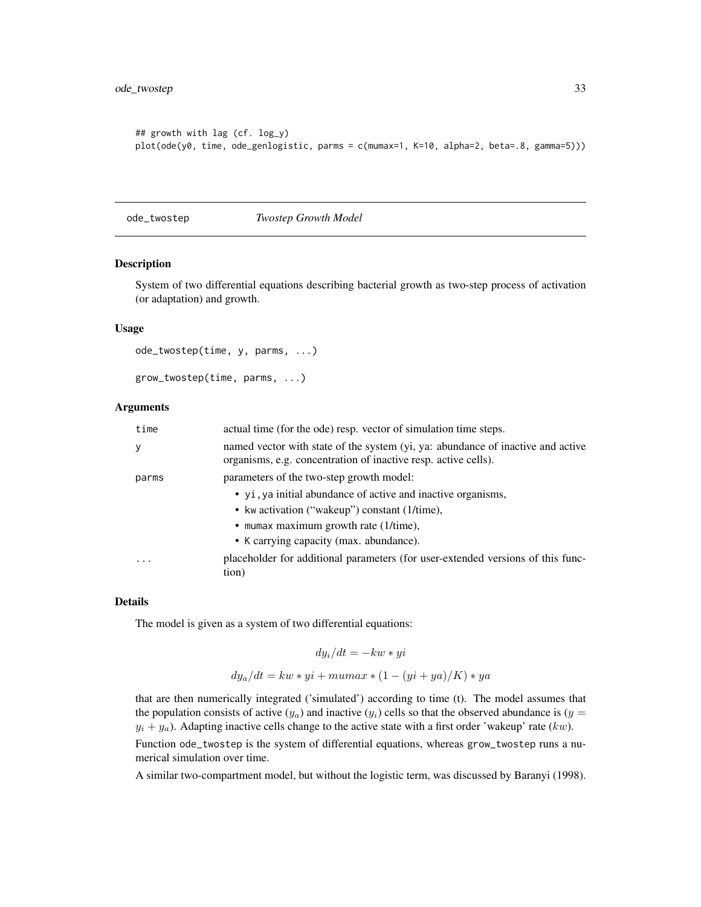```
## growth with lag (cf. log_y)
plot(ode(y0, time, ode_genlogistic, parms = c(mumax=1, K=10, alpha=2, beta=.8, gamma=5)))
```

## ode_twostep — *Twostep Growth Model*

### Description

System of two differential equations describing bacterial growth as two-step process of activation (or adaptation) and growth.

### Usage

```
ode_twostep(time, y, parms, ...)

grow_twostep(time, parms, ...)
```

### Arguments

| | |
|---|---|
| `time` | actual time (for the ode) resp. vector of simulation time steps. |
| `y` | named vector with state of the system (yi, ya: abundance of inactive and active organisms, e.g. concentration of inactive resp. active cells). |
| `parms` | parameters of the two-step growth model:<br>• `yi,ya` initial abundance of active and inactive organisms,<br>• `kw` activation ("wakeup") constant (1/time),<br>• `mumax` maximum growth rate (1/time),<br>• `K` carrying capacity (max. abundance). |
| `...` | placeholder for additional parameters (for user-extended versions of this function) |

### Details

The model is given as a system of two differential equations:

$$dy_i/dt = -kw * yi$$

$$dy_a/dt = kw * yi + mumax * (1 - (yi + ya)/K) * ya$$

that are then numerically integrated ('simulated') according to time (t). The model assumes that the population consists of active ($y_a$) and inactive ($y_i$) cells so that the observed abundance is ($y = y_i + y_a$). Adapting inactive cells change to the active state with a first order 'wakeup' rate ($kw$).

Function `ode_twostep` is the system of differential equations, whereas `grow_twostep` runs a numerical simulation over time.

A similar two-compartment model, but without the logistic term, was discussed by Baranyi (1998).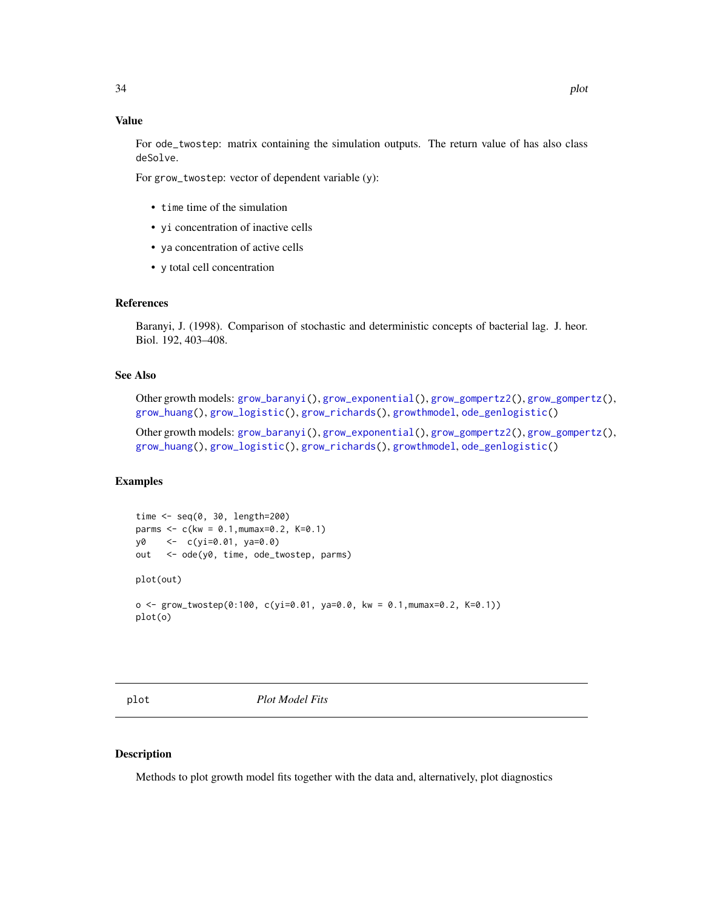### Value

For `ode_twostep`: matrix containing the simulation outputs. The return value of has also class `deSolve`.

For `grow_twostep`: vector of dependent variable (`y`):

- `time` time of the simulation
- `yi` concentration of inactive cells
- `ya` concentration of active cells
- `y` total cell concentration

### References

Baranyi, J. (1998). Comparison of stochastic and deterministic concepts of bacterial lag. J. heor. Biol. 192, 403–408.

### See Also

Other growth models: `grow_baranyi()`, `grow_exponential()`, `grow_gompertz2()`, `grow_gompertz()`, `grow_huang()`, `grow_logistic()`, `grow_richards()`, `growthmodel`, `ode_genlogistic()`

Other growth models: `grow_baranyi()`, `grow_exponential()`, `grow_gompertz2()`, `grow_gompertz()`, `grow_huang()`, `grow_logistic()`, `grow_richards()`, `growthmodel`, `ode_genlogistic()`

### Examples

```
time <- seq(0, 30, length=200)
parms <- c(kw = 0.1,mumax=0.2, K=0.1)
y0    <-  c(yi=0.01, ya=0.0)
out   <- ode(y0, time, ode_twostep, parms)

plot(out)

o <- grow_twostep(0:100, c(yi=0.01, ya=0.0, kw = 0.1,mumax=0.2, K=0.1))
plot(o)
```

---

## plot — *Plot Model Fits*

### Description

Methods to plot growth model fits together with the data and, alternatively, plot diagnostics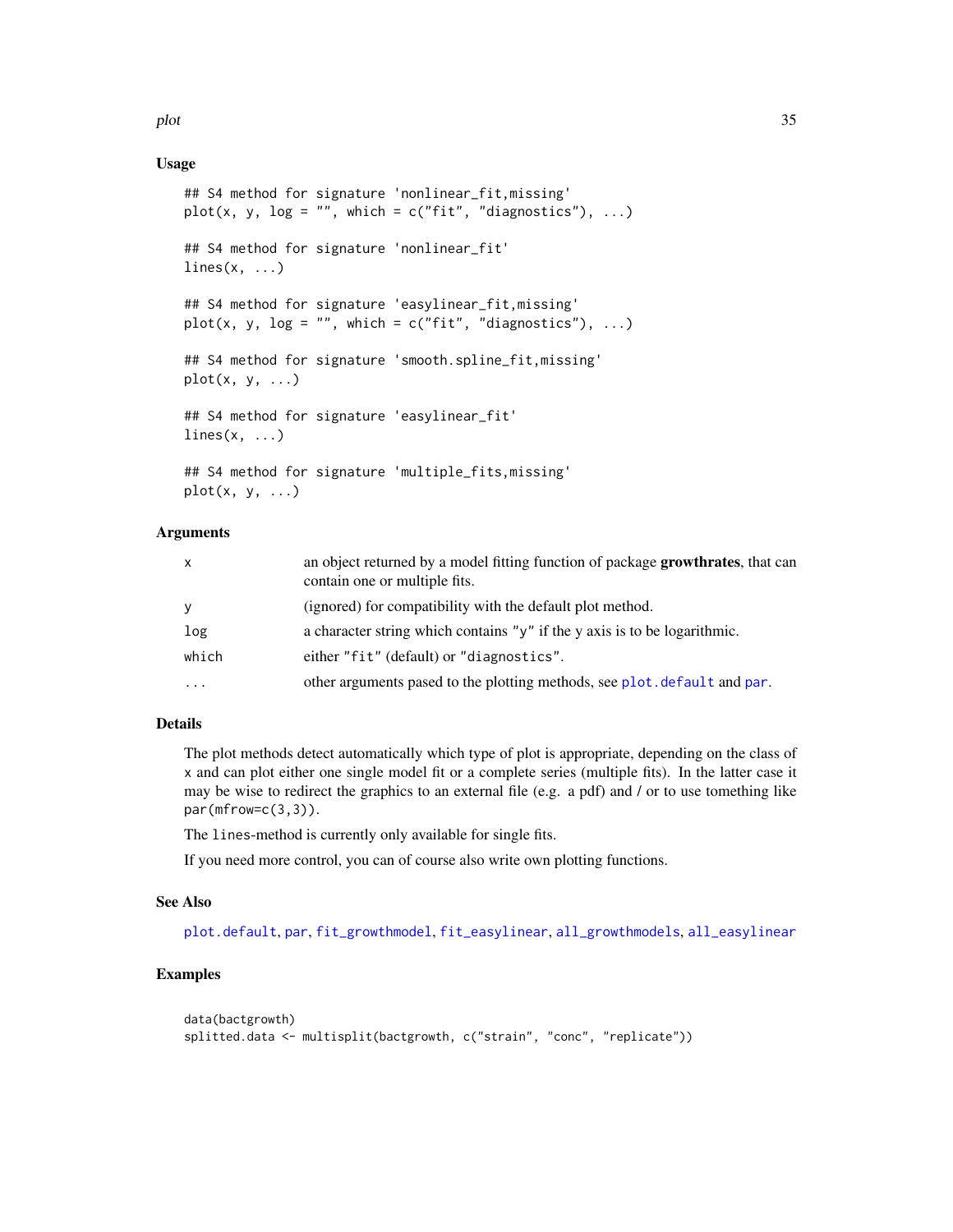### Usage

```
## S4 method for signature 'nonlinear_fit,missing'
plot(x, y, log = "", which = c("fit", "diagnostics"), ...)

## S4 method for signature 'nonlinear_fit'
lines(x, ...)

## S4 method for signature 'easylinear_fit,missing'
plot(x, y, log = "", which = c("fit", "diagnostics"), ...)

## S4 method for signature 'smooth.spline_fit,missing'
plot(x, y, ...)

## S4 method for signature 'easylinear_fit'
lines(x, ...)

## S4 method for signature 'multiple_fits,missing'
plot(x, y, ...)
```

### Arguments

| | |
|---|---|
| `x` | an object returned by a model fitting function of package **growthrates**, that can contain one or multiple fits. |
| `y` | (ignored) for compatibility with the default plot method. |
| `log` | a character string which contains `"y"` if the y axis is to be logarithmic. |
| `which` | either `"fit"` (default) or `"diagnostics"`. |
| `...` | other arguments pased to the plotting methods, see `plot.default` and `par`. |

### Details

The plot methods detect automatically which type of plot is appropriate, depending on the class of `x` and can plot either one single model fit or a complete series (multiple fits). In the latter case it may be wise to redirect the graphics to an external file (e.g. a pdf) and / or to use tomething like `par(mfrow=c(3,3))`.

The `lines`-method is currently only available for single fits.

If you need more control, you can of course also write own plotting functions.

### See Also

`plot.default`, `par`, `fit_growthmodel`, `fit_easylinear`, `all_growthmodels`, `all_easylinear`

### Examples

```
data(bactgrowth)
splitted.data <- multisplit(bactgrowth, c("strain", "conc", "replicate"))
```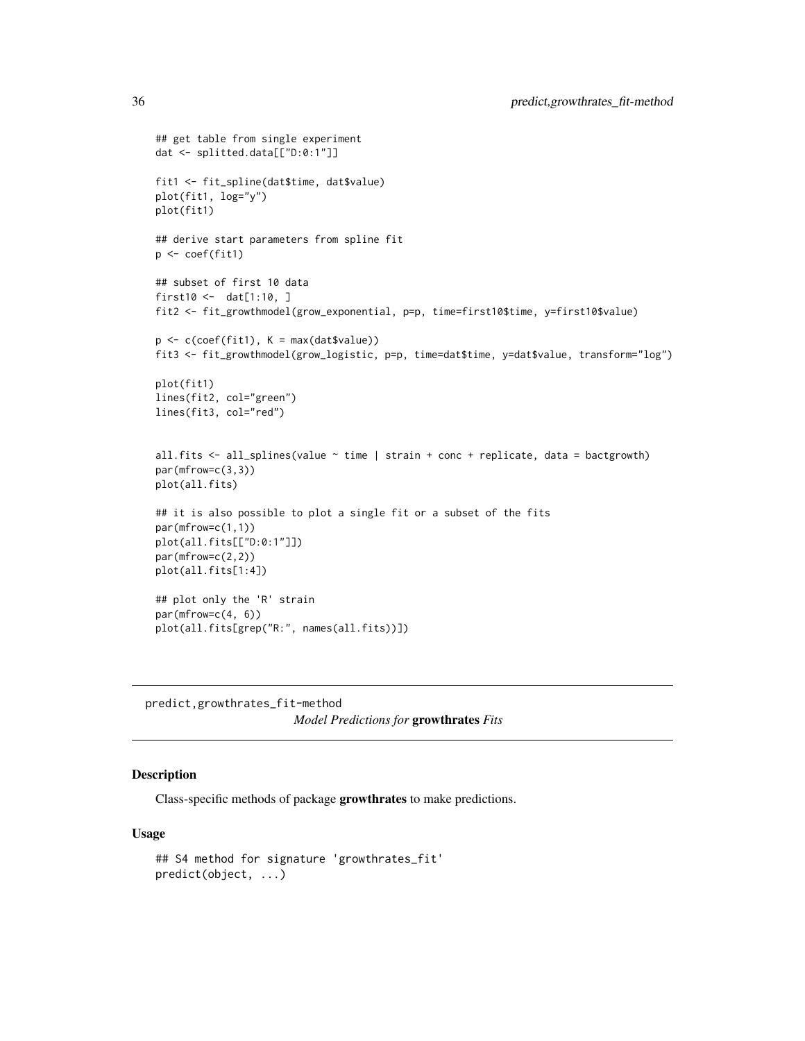```
## get table from single experiment
dat <- splitted.data[["D:0:1"]]

fit1 <- fit_spline(dat$time, dat$value)
plot(fit1, log="y")
plot(fit1)

## derive start parameters from spline fit
p <- coef(fit1)

## subset of first 10 data
first10 <-  dat[1:10, ]
fit2 <- fit_growthmodel(grow_exponential, p=p, time=first10$time, y=first10$value)

p <- c(coef(fit1), K = max(dat$value))
fit3 <- fit_growthmodel(grow_logistic, p=p, time=dat$time, y=dat$value, transform="log")

plot(fit1)
lines(fit2, col="green")
lines(fit3, col="red")


all.fits <- all_splines(value ~ time | strain + conc + replicate, data = bactgrowth)
par(mfrow=c(3,3))
plot(all.fits)

## it is also possible to plot a single fit or a subset of the fits
par(mfrow=c(1,1))
plot(all.fits[["D:0:1"]])
par(mfrow=c(2,2))
plot(all.fits[1:4])

## plot only the 'R' strain
par(mfrow=c(4, 6))
plot(all.fits[grep("R:", names(all.fits))])
```

---

predict,growthrates_fit-method *Model Predictions for* **growthrates** *Fits*

---

### Description

Class-specific methods of package **growthrates** to make predictions.

### Usage

```
## S4 method for signature 'growthrates_fit'
predict(object, ...)
```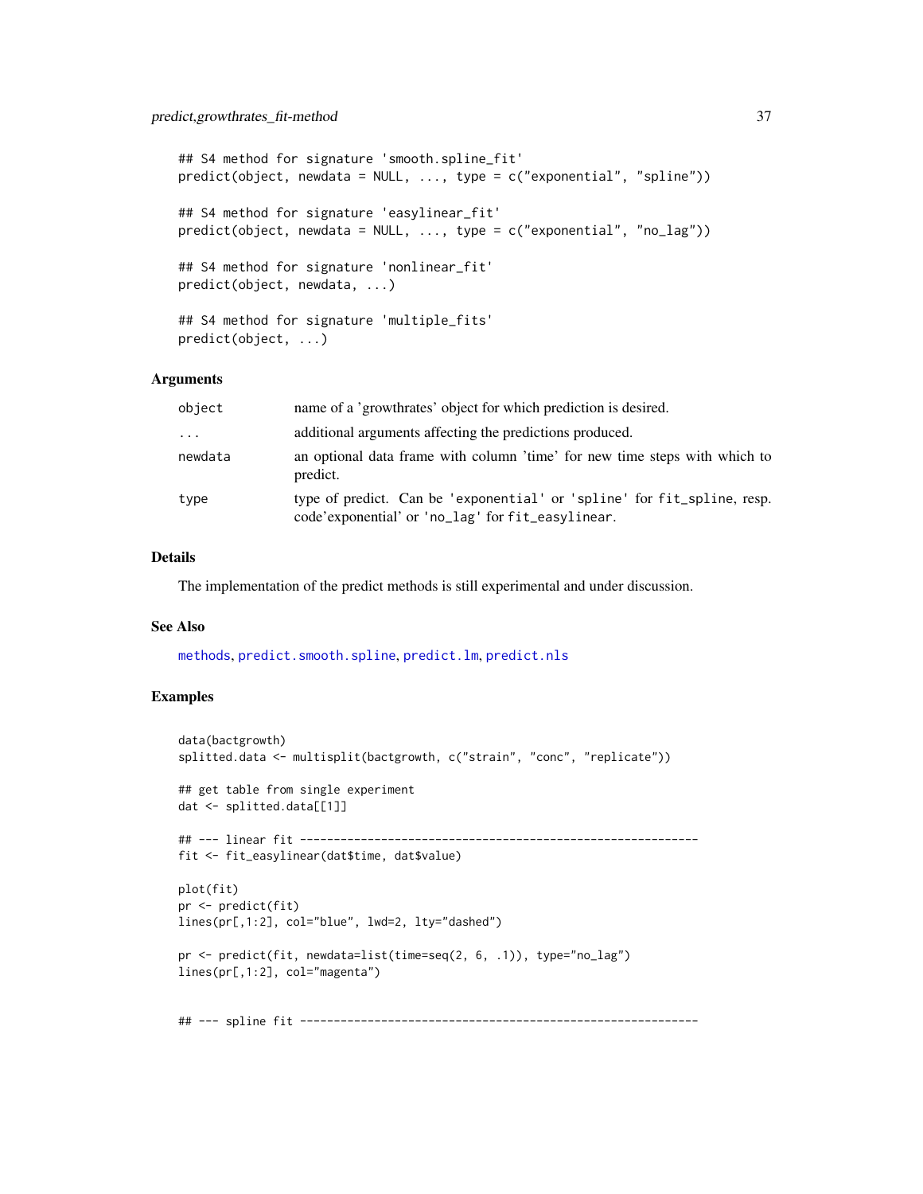```
## S4 method for signature 'smooth.spline_fit'
predict(object, newdata = NULL, ..., type = c("exponential", "spline"))

## S4 method for signature 'easylinear_fit'
predict(object, newdata = NULL, ..., type = c("exponential", "no_lag"))

## S4 method for signature 'nonlinear_fit'
predict(object, newdata, ...)

## S4 method for signature 'multiple_fits'
predict(object, ...)
```

## Arguments

| | |
|---|---|
| object | name of a 'growthrates' object for which prediction is desired. |
| ... | additional arguments affecting the predictions produced. |
| newdata | an optional data frame with column 'time' for new time steps with which to predict. |
| type | type of predict. Can be 'exponential' or 'spline' for fit_spline, resp. code'exponential' or 'no_lag' for fit_easylinear. |

## Details

The implementation of the predict methods is still experimental and under discussion.

## See Also

methods, predict.smooth.spline, predict.lm, predict.nls

## Examples

```
data(bactgrowth)
splitted.data <- multisplit(bactgrowth, c("strain", "conc", "replicate"))

## get table from single experiment
dat <- splitted.data[[1]]

## --- linear fit -----------------------------------------------------------
fit <- fit_easylinear(dat$time, dat$value)

plot(fit)
pr <- predict(fit)
lines(pr[,1:2], col="blue", lwd=2, lty="dashed")

pr <- predict(fit, newdata=list(time=seq(2, 6, .1)), type="no_lag")
lines(pr[,1:2], col="magenta")


## --- spline fit -----------------------------------------------------------
```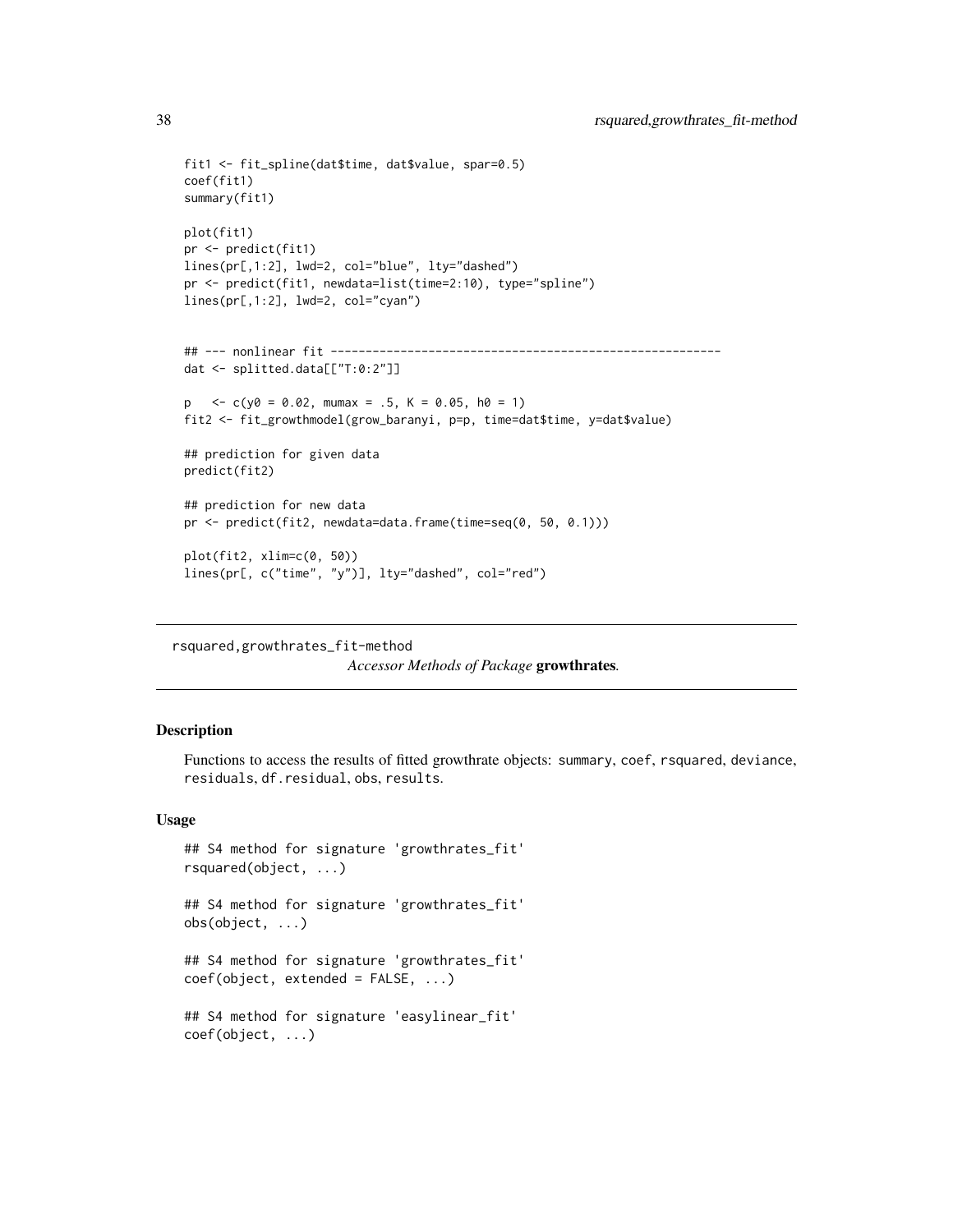```
fit1 <- fit_spline(dat$time, dat$value, spar=0.5)
coef(fit1)
summary(fit1)

plot(fit1)
pr <- predict(fit1)
lines(pr[,1:2], lwd=2, col="blue", lty="dashed")
pr <- predict(fit1, newdata=list(time=2:10), type="spline")
lines(pr[,1:2], lwd=2, col="cyan")


## --- nonlinear fit -------------------------------------------------------
dat <- splitted.data[["T:0:2"]]

p   <- c(y0 = 0.02, mumax = .5, K = 0.05, h0 = 1)
fit2 <- fit_growthmodel(grow_baranyi, p=p, time=dat$time, y=dat$value)

## prediction for given data
predict(fit2)

## prediction for new data
pr <- predict(fit2, newdata=data.frame(time=seq(0, 50, 0.1)))

plot(fit2, xlim=c(0, 50))
lines(pr[, c("time", "y")], lty="dashed", col="red")
```

---

## rsquared,growthrates_fit-method

*Accessor Methods of Package* **growthrates***.*

---

### Description

Functions to access the results of fitted growthrate objects: `summary`, `coef`, `rsquared`, `deviance`, `residuals`, `df.residual`, `obs`, `results`.

### Usage

```
## S4 method for signature 'growthrates_fit'
rsquared(object, ...)

## S4 method for signature 'growthrates_fit'
obs(object, ...)

## S4 method for signature 'growthrates_fit'
coef(object, extended = FALSE, ...)

## S4 method for signature 'easylinear_fit'
coef(object, ...)
```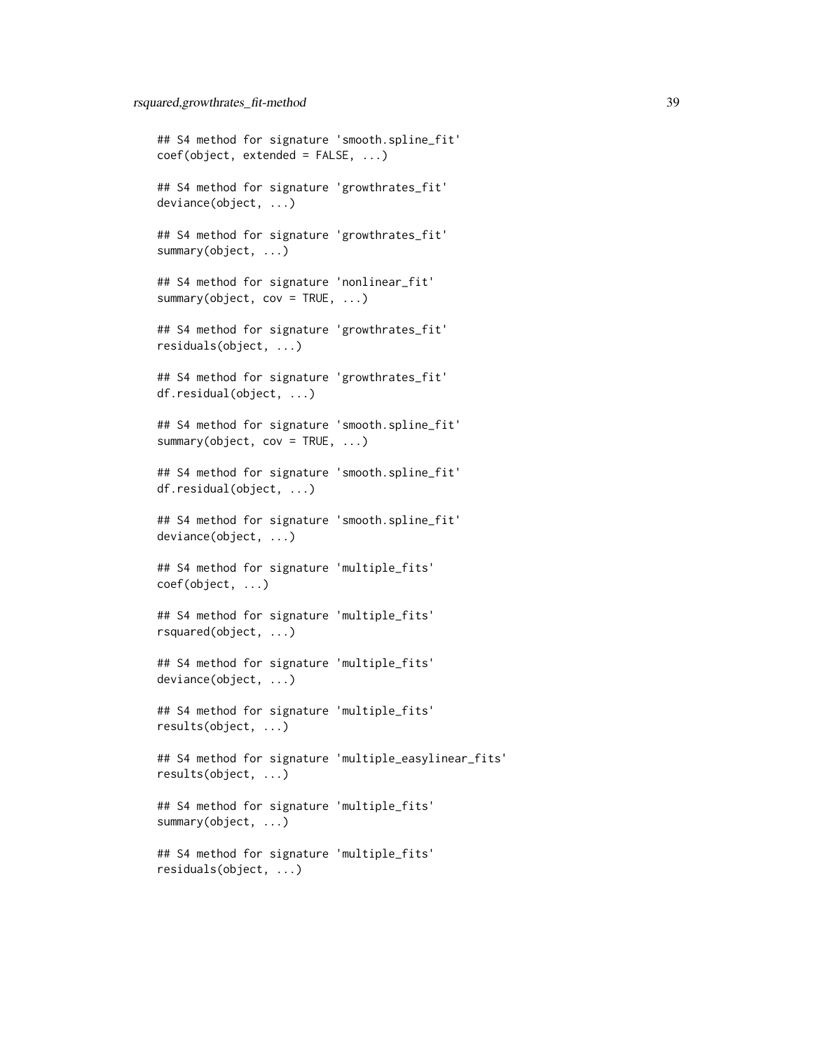```
## S4 method for signature 'smooth.spline_fit'
coef(object, extended = FALSE, ...)

## S4 method for signature 'growthrates_fit'
deviance(object, ...)

## S4 method for signature 'growthrates_fit'
summary(object, ...)

## S4 method for signature 'nonlinear_fit'
summary(object, cov = TRUE, ...)

## S4 method for signature 'growthrates_fit'
residuals(object, ...)

## S4 method for signature 'growthrates_fit'
df.residual(object, ...)

## S4 method for signature 'smooth.spline_fit'
summary(object, cov = TRUE, ...)

## S4 method for signature 'smooth.spline_fit'
df.residual(object, ...)

## S4 method for signature 'smooth.spline_fit'
deviance(object, ...)

## S4 method for signature 'multiple_fits'
coef(object, ...)

## S4 method for signature 'multiple_fits'
rsquared(object, ...)

## S4 method for signature 'multiple_fits'
deviance(object, ...)

## S4 method for signature 'multiple_fits'
results(object, ...)

## S4 method for signature 'multiple_easylinear_fits'
results(object, ...)

## S4 method for signature 'multiple_fits'
summary(object, ...)

## S4 method for signature 'multiple_fits'
residuals(object, ...)
```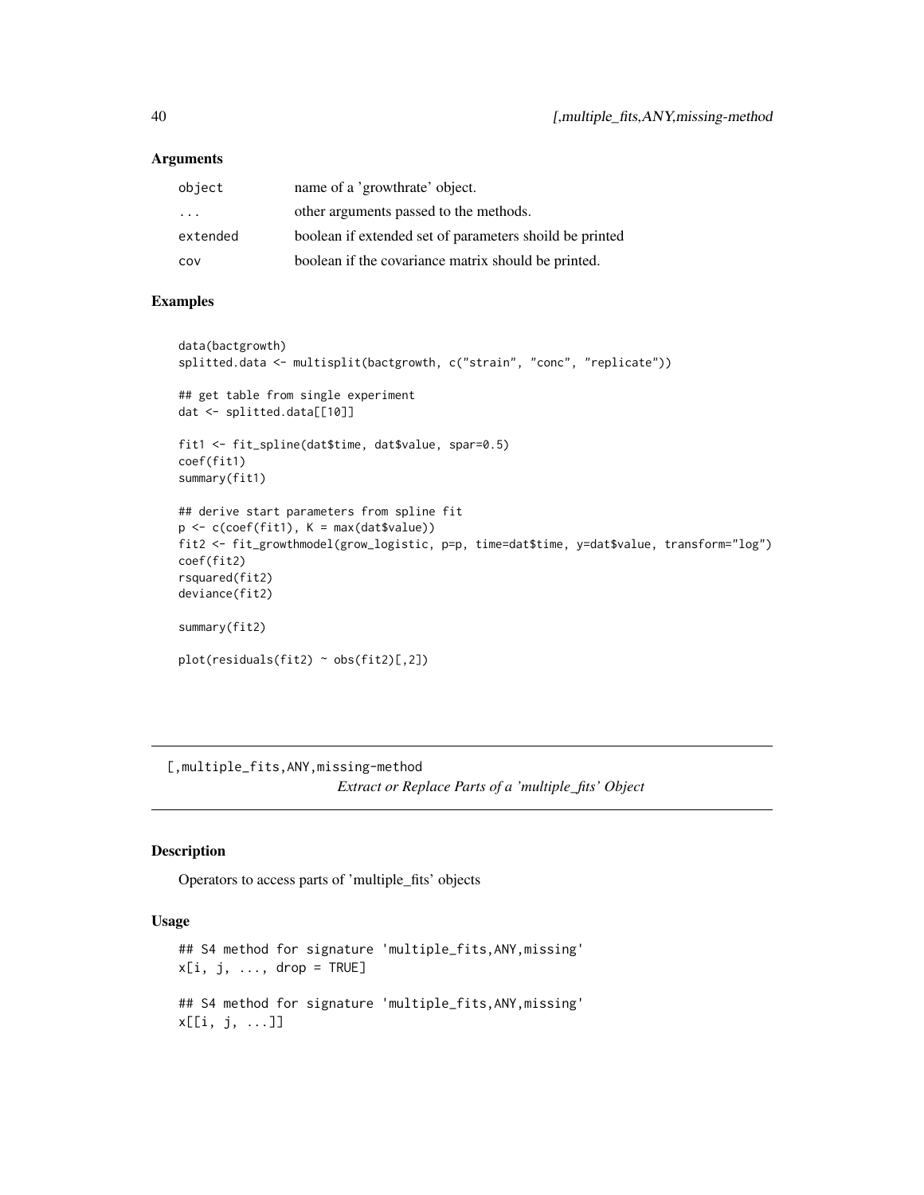## Arguments

| | |
|---|---|
| `object` | name of a 'growthrate' object. |
| `...` | other arguments passed to the methods. |
| `extended` | boolean if extended set of parameters shoild be printed |
| `cov` | boolean if the covariance matrix should be printed. |

## Examples

```
data(bactgrowth)
splitted.data <- multisplit(bactgrowth, c("strain", "conc", "replicate"))

## get table from single experiment
dat <- splitted.data[[10]]

fit1 <- fit_spline(dat$time, dat$value, spar=0.5)
coef(fit1)
summary(fit1)

## derive start parameters from spline fit
p <- c(coef(fit1), K = max(dat$value))
fit2 <- fit_growthmodel(grow_logistic, p=p, time=dat$time, y=dat$value, transform="log")
coef(fit2)
rsquared(fit2)
deviance(fit2)

summary(fit2)

plot(residuals(fit2) ~ obs(fit2)[,2])
```

---

# [,multiple_fits,ANY,missing-method

*Extract or Replace Parts of a 'multiple_fits' Object*

---

## Description

Operators to access parts of 'multiple_fits' objects

## Usage

```
## S4 method for signature 'multiple_fits,ANY,missing'
x[i, j, ..., drop = TRUE]

## S4 method for signature 'multiple_fits,ANY,missing'
x[[i, j, ...]]
```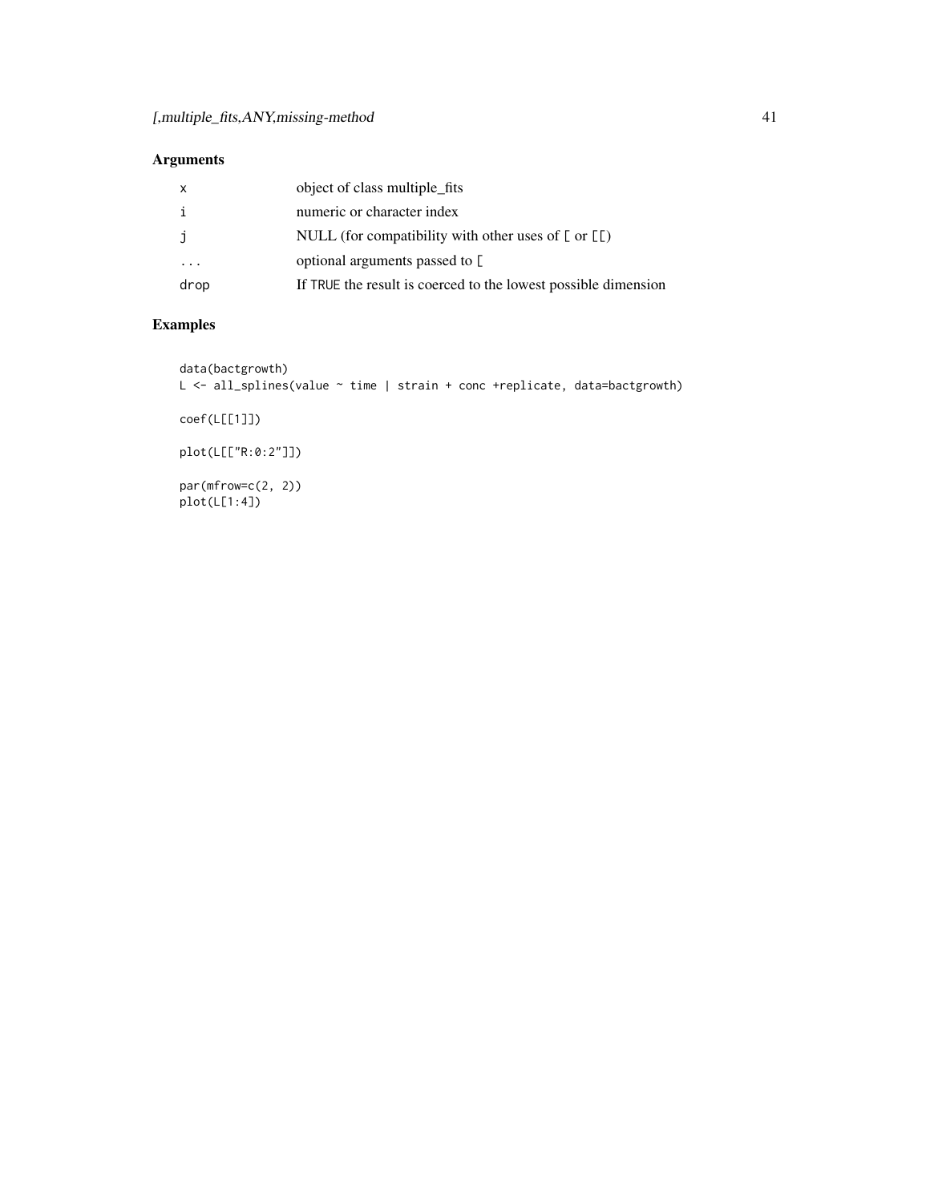## Arguments

| | |
|---|---|
| x | object of class multiple_fits |
| i | numeric or character index |
| j | NULL (for compatibility with other uses of [ or [[) |
| ... | optional arguments passed to [ |
| drop | If TRUE the result is coerced to the lowest possible dimension |

## Examples

```
data(bactgrowth)
L <- all_splines(value ~ time | strain + conc +replicate, data=bactgrowth)

coef(L[[1]])

plot(L[["R:0:2"]])

par(mfrow=c(2, 2))
plot(L[1:4])
```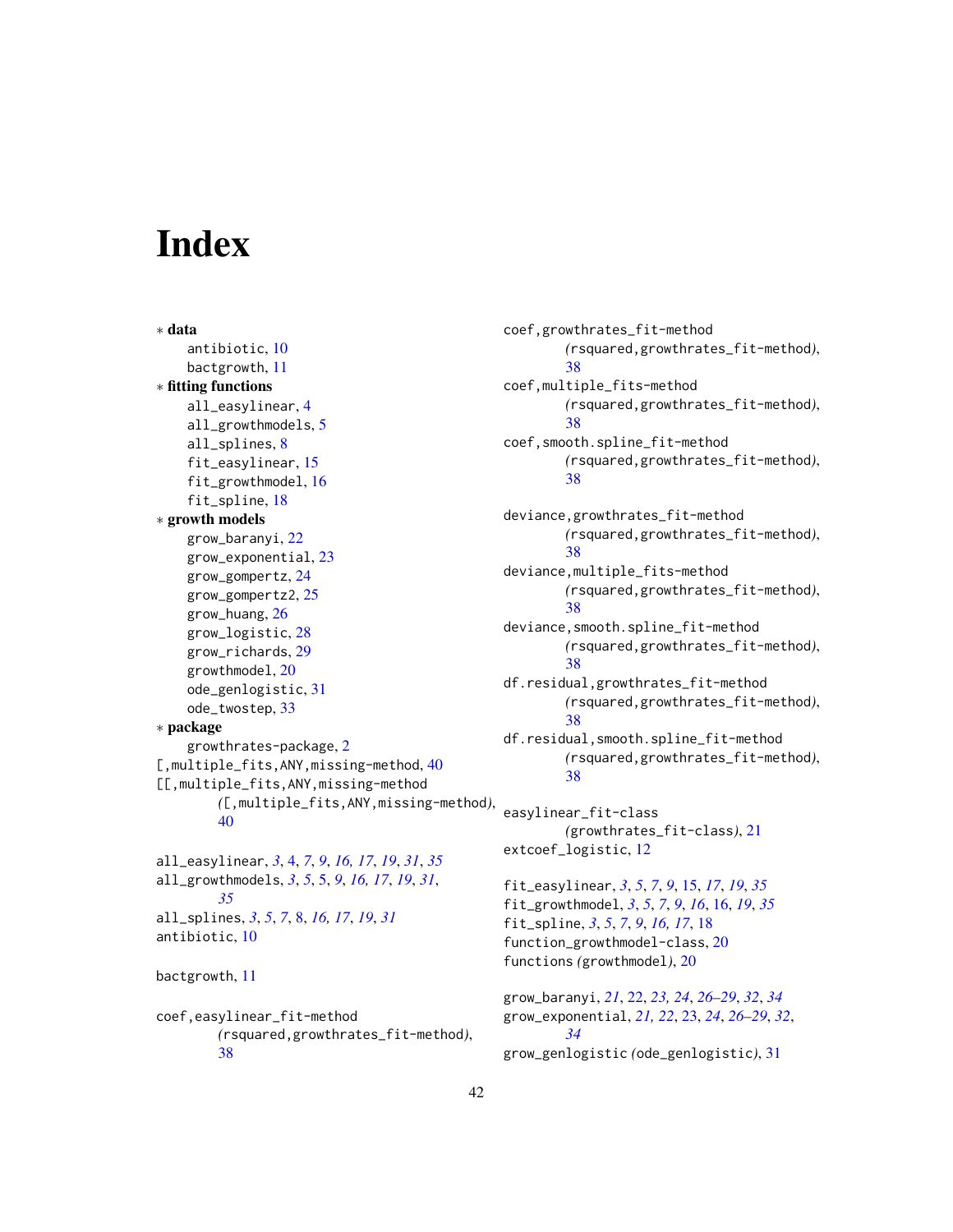# Index

∗ **data**
  antibiotic, 10
  bactgrowth, 11
∗ **fitting functions**
  all_easylinear, 4
  all_growthmodels, 5
  all_splines, 8
  fit_easylinear, 15
  fit_growthmodel, 16
  fit_spline, 18
∗ **growth models**
  grow_baranyi, 22
  grow_exponential, 23
  grow_gompertz, 24
  grow_gompertz2, 25
  grow_huang, 26
  grow_logistic, 28
  grow_richards, 29
  growthmodel, 20
  ode_genlogistic, 31
  ode_twostep, 33
∗ **package**
  growthrates-package, 2
[,multiple_fits,ANY,missing-method, 40
[[,multiple_fits,ANY,missing-method
    *(*[,multiple_fits,ANY,missing-method*)*,
    40

all_easylinear, *3*, 4, *7*, *9*, *16, 17*, *19*, *31*, *35*
all_growthmodels, *3*, *5*, 5, *9*, *16, 17*, *19*, *31*,
    *35*
all_splines, *3*, *5*, *7*, 8, *16, 17*, *19*, *31*
antibiotic, 10

bactgrowth, 11

coef,easylinear_fit-method
    *(*rsquared,growthrates_fit-method*)*,
    38
coef,growthrates_fit-method
    *(*rsquared,growthrates_fit-method*)*,
    38
coef,multiple_fits-method
    *(*rsquared,growthrates_fit-method*)*,
    38
coef,smooth.spline_fit-method
    *(*rsquared,growthrates_fit-method*)*,
    38

deviance,growthrates_fit-method
    *(*rsquared,growthrates_fit-method*)*,
    38
deviance,multiple_fits-method
    *(*rsquared,growthrates_fit-method*)*,
    38
deviance,smooth.spline_fit-method
    *(*rsquared,growthrates_fit-method*)*,
    38
df.residual,growthrates_fit-method
    *(*rsquared,growthrates_fit-method*)*,
    38
df.residual,smooth.spline_fit-method
    *(*rsquared,growthrates_fit-method*)*,
    38

easylinear_fit-class
    *(*growthrates_fit-class*)*, 21
extcoef_logistic, 12

fit_easylinear, *3*, *5*, *7*, *9*, 15, *17*, *19*, *35*
fit_growthmodel, *3*, *5*, *7*, *9*, *16*, 16, *19*, *35*
fit_spline, *3*, *5*, *7*, *9*, *16, 17*, 18
function_growthmodel-class, 20
functions *(*growthmodel*)*, 20

grow_baranyi, *21*, 22, *23, 24*, *26–29*, *32*, *34*
grow_exponential, *21, 22*, 23, *24*, *26–29*, *32*,
    *34*
grow_genlogistic *(*ode_genlogistic*)*, 31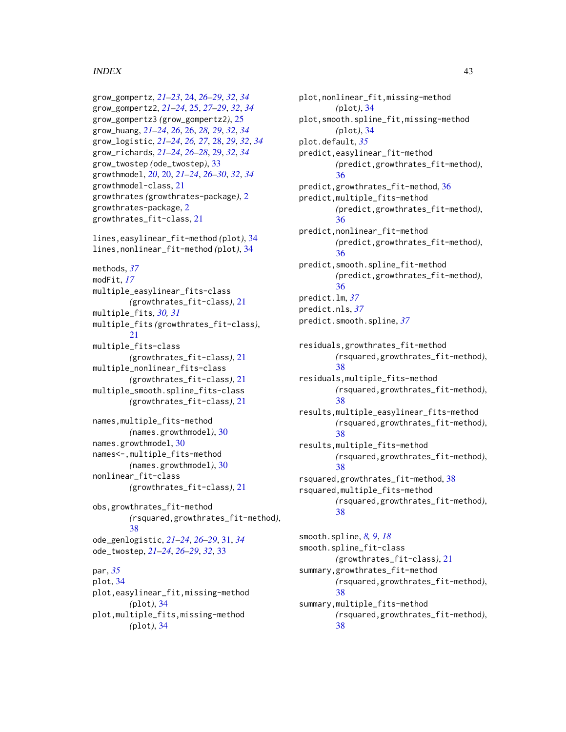grow_gompertz, *21–23*, 24, *26–29*, *32*, *34*
grow_gompertz2, *21–24*, 25, *27–29*, *32*, *34*
grow_gompertz3 *(grow_gompertz2)*, 25
grow_huang, *21–24*, *26*, 26, *28, 29*, *32*, *34*
grow_logistic, *21–24*, *26, 27*, 28, *29*, *32*, *34*
grow_richards, *21–24*, *26–28*, 29, *32*, *34*
grow_twostep *(ode_twostep)*, 33
growthmodel, *20*, 20, *21–24*, *26–30*, *32*, *34*
growthmodel-class, 21
growthrates *(growthrates-package)*, 2
growthrates-package, 2
growthrates_fit-class, 21

lines,easylinear_fit-method *(plot)*, 34
lines,nonlinear_fit-method *(plot)*, 34

methods, *37*
modFit, *17*
multiple_easylinear_fits-class *(growthrates_fit-class)*, 21
multiple_fits, *30, 31*
multiple_fits *(growthrates_fit-class)*, 21
multiple_fits-class *(growthrates_fit-class)*, 21
multiple_nonlinear_fits-class *(growthrates_fit-class)*, 21
multiple_smooth.spline_fits-class *(growthrates_fit-class)*, 21

names,multiple_fits-method *(names.growthmodel)*, 30
names.growthmodel, 30
names<-,multiple_fits-method *(names.growthmodel)*, 30
nonlinear_fit-class *(growthrates_fit-class)*, 21

obs,growthrates_fit-method *(rsquared,growthrates_fit-method)*, 38
ode_genlogistic, *21–24*, *26–29*, 31, *34*
ode_twostep, *21–24*, *26–29*, *32*, 33

par, *35*
plot, 34
plot,easylinear_fit,missing-method *(plot)*, 34
plot,multiple_fits,missing-method *(plot)*, 34
plot,nonlinear_fit,missing-method *(plot)*, 34
plot,smooth.spline_fit,missing-method *(plot)*, 34
plot.default, *35*
predict,easylinear_fit-method *(predict,growthrates_fit-method)*, 36
predict,growthrates_fit-method, 36
predict,multiple_fits-method *(predict,growthrates_fit-method)*, 36
predict,nonlinear_fit-method *(predict,growthrates_fit-method)*, 36
predict,smooth.spline_fit-method *(predict,growthrates_fit-method)*, 36
predict.lm, *37*
predict.nls, *37*
predict.smooth.spline, *37*

residuals,growthrates_fit-method *(rsquared,growthrates_fit-method)*, 38
residuals,multiple_fits-method *(rsquared,growthrates_fit-method)*, 38
results,multiple_easylinear_fits-method *(rsquared,growthrates_fit-method)*, 38
results,multiple_fits-method *(rsquared,growthrates_fit-method)*, 38
rsquared,growthrates_fit-method, 38
rsquared,multiple_fits-method *(rsquared,growthrates_fit-method)*, 38

smooth.spline, *8, 9*, *18*
smooth.spline_fit-class *(growthrates_fit-class)*, 21
summary,growthrates_fit-method *(rsquared,growthrates_fit-method)*, 38
summary,multiple_fits-method *(rsquared,growthrates_fit-method)*, 38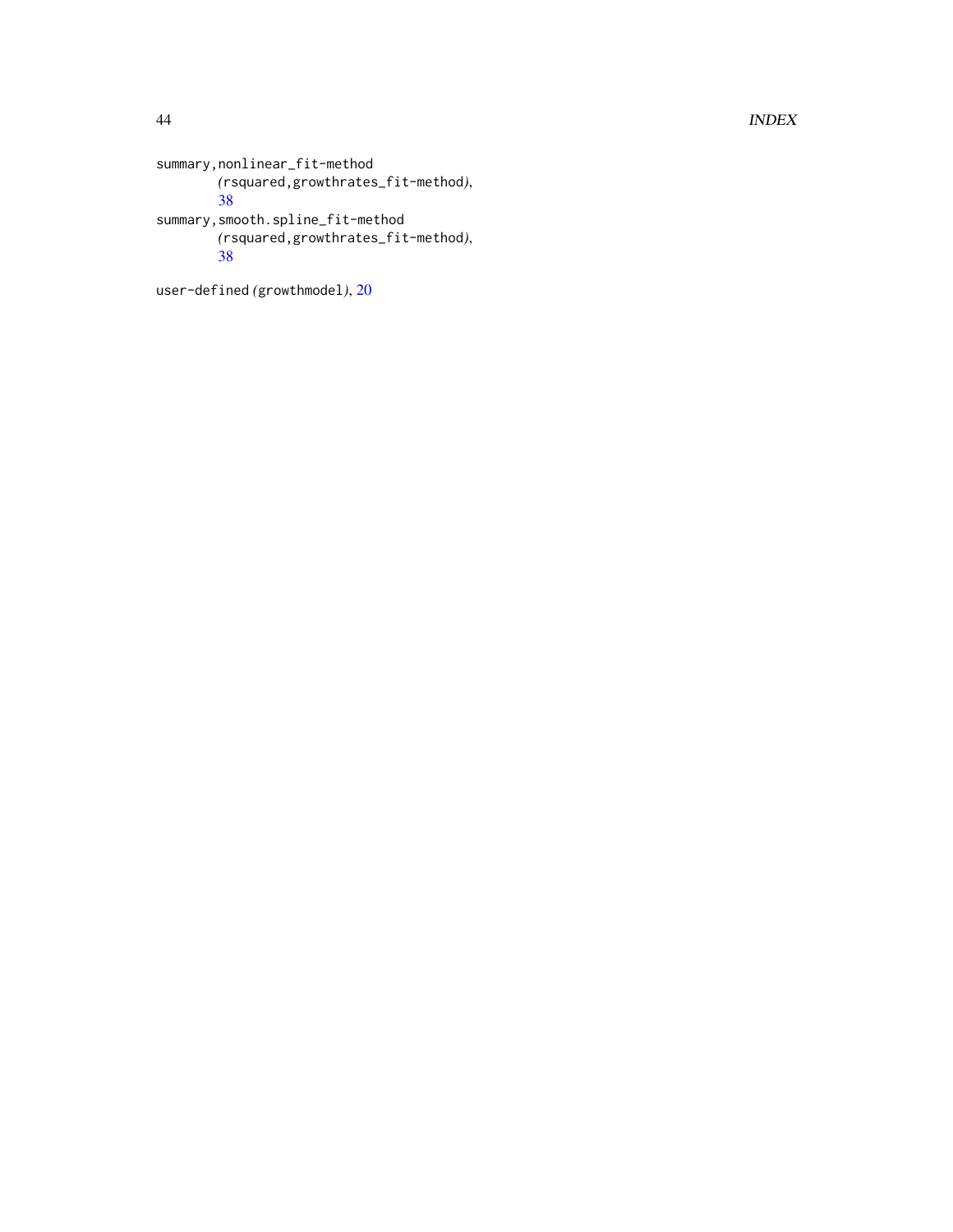summary,nonlinear_fit-method (rsquared,growthrates_fit-method), 38
summary,smooth.spline_fit-method (rsquared,growthrates_fit-method), 38

user-defined (growthmodel), 20